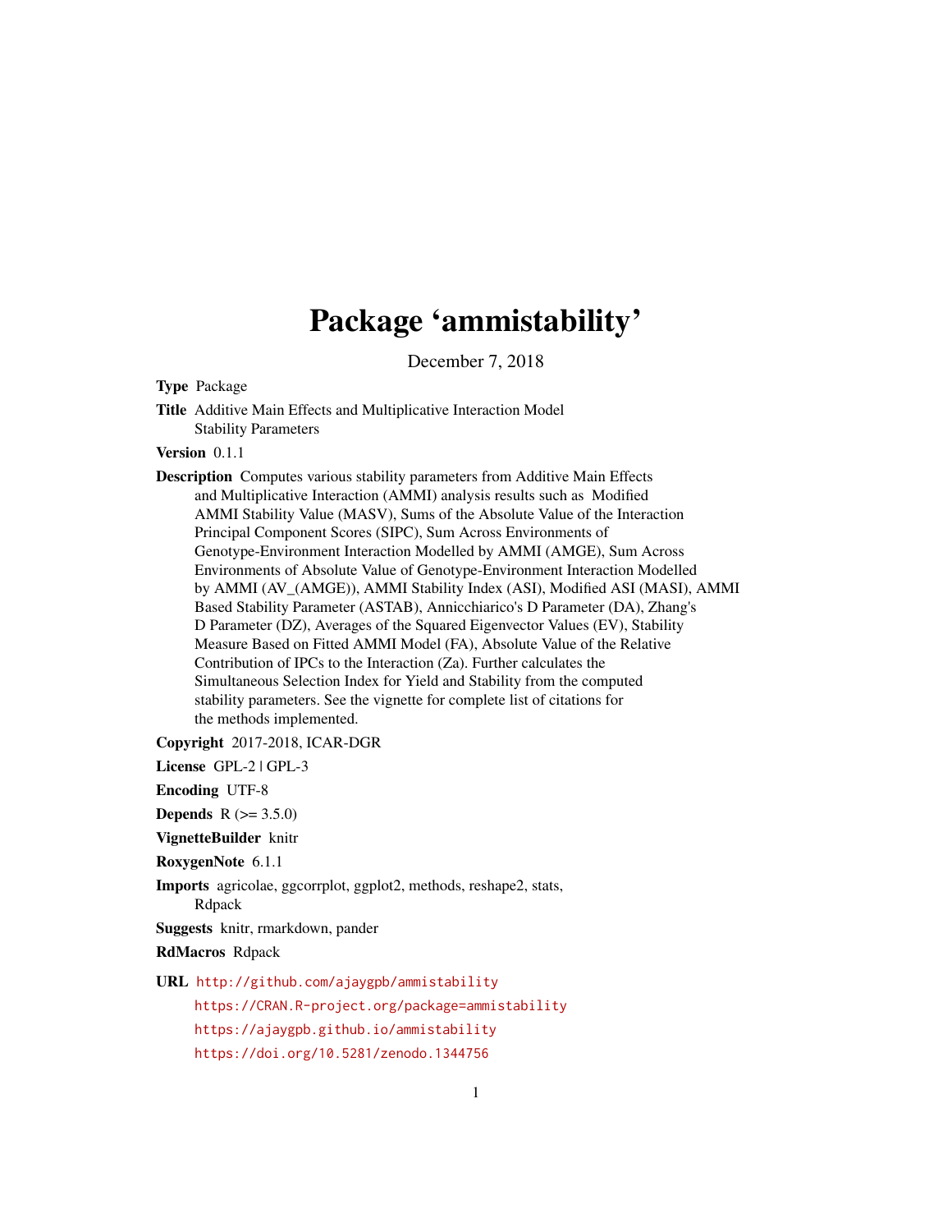# Package 'ammistability'

December 7, 2018

**Type** Package

**Title** Additive Main Effects and Multiplicative Interaction Model Stability Parameters

**Version** 0.1.1

**Description** Computes various stability parameters from Additive Main Effects and Multiplicative Interaction (AMMI) analysis results such as Modified AMMI Stability Value (MASV), Sums of the Absolute Value of the Interaction Principal Component Scores (SIPC), Sum Across Environments of Genotype-Environment Interaction Modelled by AMMI (AMGE), Sum Across Environments of Absolute Value of Genotype-Environment Interaction Modelled by AMMI (AV_(AMGE)), AMMI Stability Index (ASI), Modified ASI (MASI), AMMI Based Stability Parameter (ASTAB), Annicchiarico's D Parameter (DA), Zhang's D Parameter (DZ), Averages of the Squared Eigenvector Values (EV), Stability Measure Based on Fitted AMMI Model (FA), Absolute Value of the Relative Contribution of IPCs to the Interaction (Za). Further calculates the Simultaneous Selection Index for Yield and Stability from the computed stability parameters. See the vignette for complete list of citations for the methods implemented.

**Copyright** 2017-2018, ICAR-DGR

**License** GPL-2 | GPL-3

**Encoding** UTF-8

**Depends** R (>= 3.5.0)

**VignetteBuilder** knitr

**RoxygenNote** 6.1.1

**Imports** agricolae, ggcorrplot, ggplot2, methods, reshape2, stats, Rdpack

**Suggests** knitr, rmarkdown, pander

**RdMacros** Rdpack

**URL** http://github.com/ajaygpb/ammistability
https://CRAN.R-project.org/package=ammistability
https://ajaygpb.github.io/ammistability
https://doi.org/10.5281/zenodo.1344756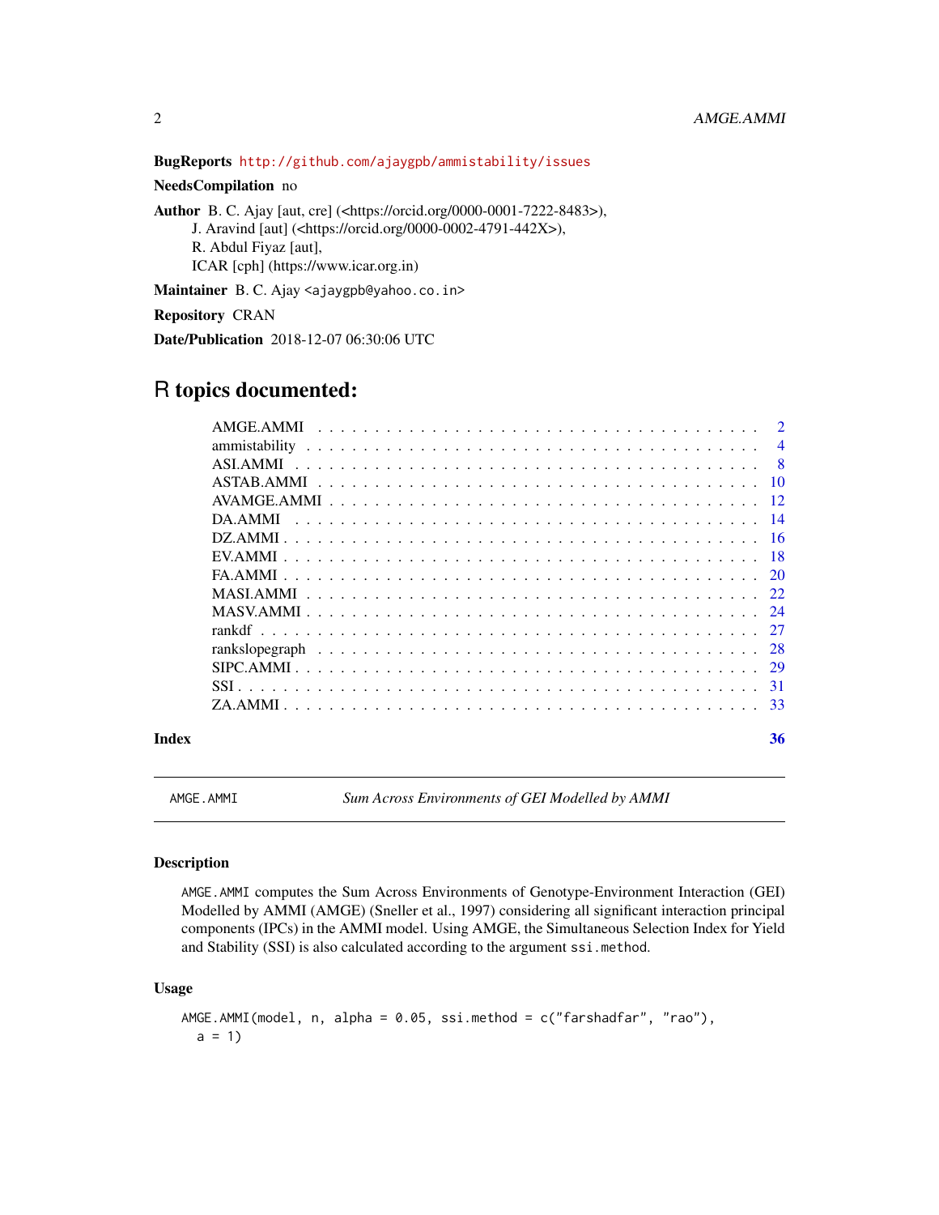**BugReports** http://github.com/ajaygpb/ammistability/issues

**NeedsCompilation** no

**Author** B. C. Ajay [aut, cre] (<https://orcid.org/0000-0001-7222-8483>),
J. Aravind [aut] (<https://orcid.org/0000-0002-4791-442X>),
R. Abdul Fiyaz [aut],
ICAR [cph] (https://www.icar.org.in)

**Maintainer** B. C. Ajay <ajaygpb@yahoo.co.in>

**Repository** CRAN

**Date/Publication** 2018-12-07 06:30:06 UTC

# R topics documented:

| | |
|---|---|
| AMGE.AMMI | 2 |
| ammistability | 4 |
| ASI.AMMI | 8 |
| ASTAB.AMMI | 10 |
| AVAMGE.AMMI | 12 |
| DA.AMMI | 14 |
| DZ.AMMI | 16 |
| EV.AMMI | 18 |
| FA.AMMI | 20 |
| MASI.AMMI | 22 |
| MASV.AMMI | 24 |
| rankdf | 27 |
| rankslopegraph | 28 |
| SIPC.AMMI | 29 |
| SSI | 31 |
| ZA.AMMI | 33 |

**Index** **36**

---

`AMGE.AMMI` *Sum Across Environments of GEI Modelled by AMMI*

---

### Description

`AMGE.AMMI` computes the Sum Across Environments of Genotype-Environment Interaction (GEI) Modelled by AMMI (AMGE) (Sneller et al., 1997) considering all significant interaction principal components (IPCs) in the AMMI model. Using AMGE, the Simultaneous Selection Index for Yield and Stability (SSI) is also calculated according to the argument `ssi.method`.

### Usage

```
AMGE.AMMI(model, n, alpha = 0.05, ssi.method = c("farshadfar", "rao"),
  a = 1)
```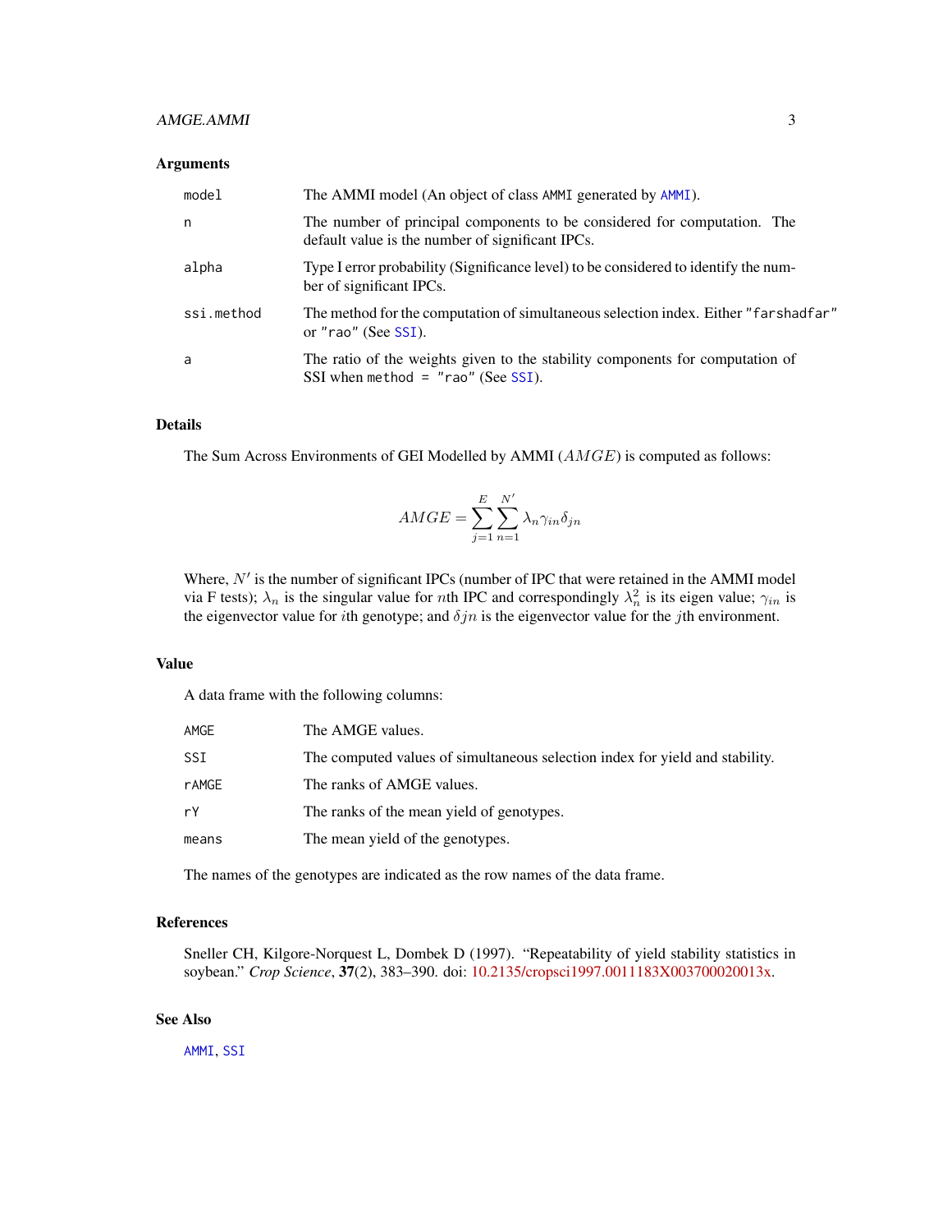### Arguments

| | |
|---|---|
| model | The AMMI model (An object of class AMMI generated by AMMI). |
| n | The number of principal components to be considered for computation. The default value is the number of significant IPCs. |
| alpha | Type I error probability (Significance level) to be considered to identify the number of significant IPCs. |
| ssi.method | The method for the computation of simultaneous selection index. Either "farshadfar" or "rao" (See SSI). |
| a | The ratio of the weights given to the stability components for computation of SSI when method = "rao" (See SSI). |

### Details

The Sum Across Environments of GEI Modelled by AMMI ($AMGE$) is computed as follows:

$$AMGE = \sum_{j=1}^{E} \sum_{n=1}^{N'} \lambda_n \gamma_{in} \delta_{jn}$$

Where, $N'$ is the number of significant IPCs (number of IPC that were retained in the AMMI model via F tests); $\lambda_n$ is the singular value for $n$th IPC and correspondingly $\lambda_n^2$ is its eigen value; $\gamma_{in}$ is the eigenvector value for $i$th genotype; and $\delta jn$ is the eigenvector value for the $j$th environment.

### Value

A data frame with the following columns:

| | |
|---|---|
| AMGE | The AMGE values. |
| SSI | The computed values of simultaneous selection index for yield and stability. |
| rAMGE | The ranks of AMGE values. |
| rY | The ranks of the mean yield of genotypes. |
| means | The mean yield of the genotypes. |

The names of the genotypes are indicated as the row names of the data frame.

### References

Sneller CH, Kilgore-Norquest L, Dombek D (1997). "Repeatability of yield stability statistics in soybean." *Crop Science*, **37**(2), 383–390. doi: 10.2135/cropsci1997.0011183X003700020013x.

### See Also

AMMI, SSI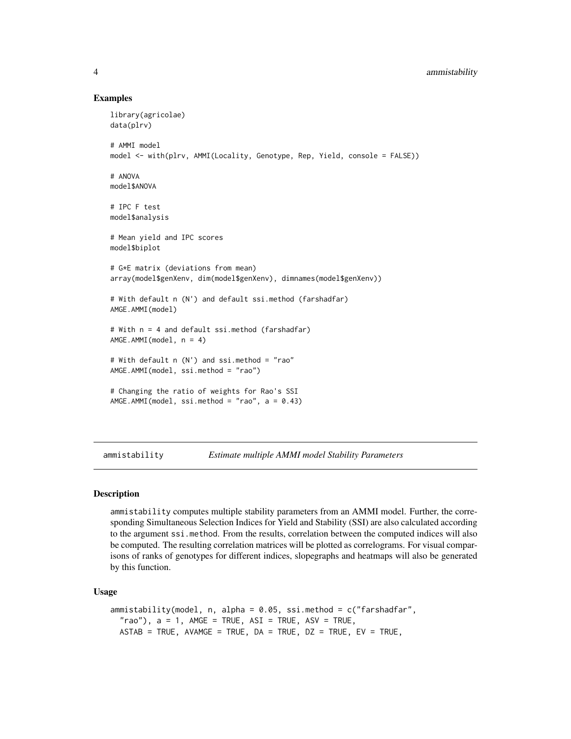## Examples

```
library(agricolae)
data(plrv)

# AMMI model
model <- with(plrv, AMMI(Locality, Genotype, Rep, Yield, console = FALSE))

# ANOVA
model$ANOVA

# IPC F test
model$analysis

# Mean yield and IPC scores
model$biplot

# G*E matrix (deviations from mean)
array(model$genXenv, dim(model$genXenv), dimnames(model$genXenv))

# With default n (N') and default ssi.method (farshadfar)
AMGE.AMMI(model)

# With n = 4 and default ssi.method (farshadfar)
AMGE.AMMI(model, n = 4)

# With default n (N') and ssi.method = "rao"
AMGE.AMMI(model, ssi.method = "rao")

# Changing the ratio of weights for Rao's SSI
AMGE.AMMI(model, ssi.method = "rao", a = 0.43)
```

---

## ammistability — *Estimate multiple AMMI model Stability Parameters*

### Description

ammistability computes multiple stability parameters from an AMMI model. Further, the corresponding Simultaneous Selection Indices for Yield and Stability (SSI) are also calculated according to the argument ssi.method. From the results, correlation between the computed indices will also be computed. The resulting correlation matrices will be plotted as correlograms. For visual comparisons of ranks of genotypes for different indices, slopegraphs and heatmaps will also be generated by this function.

### Usage

```
ammistability(model, n, alpha = 0.05, ssi.method = c("farshadfar",
  "rao"), a = 1, AMGE = TRUE, ASI = TRUE, ASV = TRUE,
  ASTAB = TRUE, AVAMGE = TRUE, DA = TRUE, DZ = TRUE, EV = TRUE,
```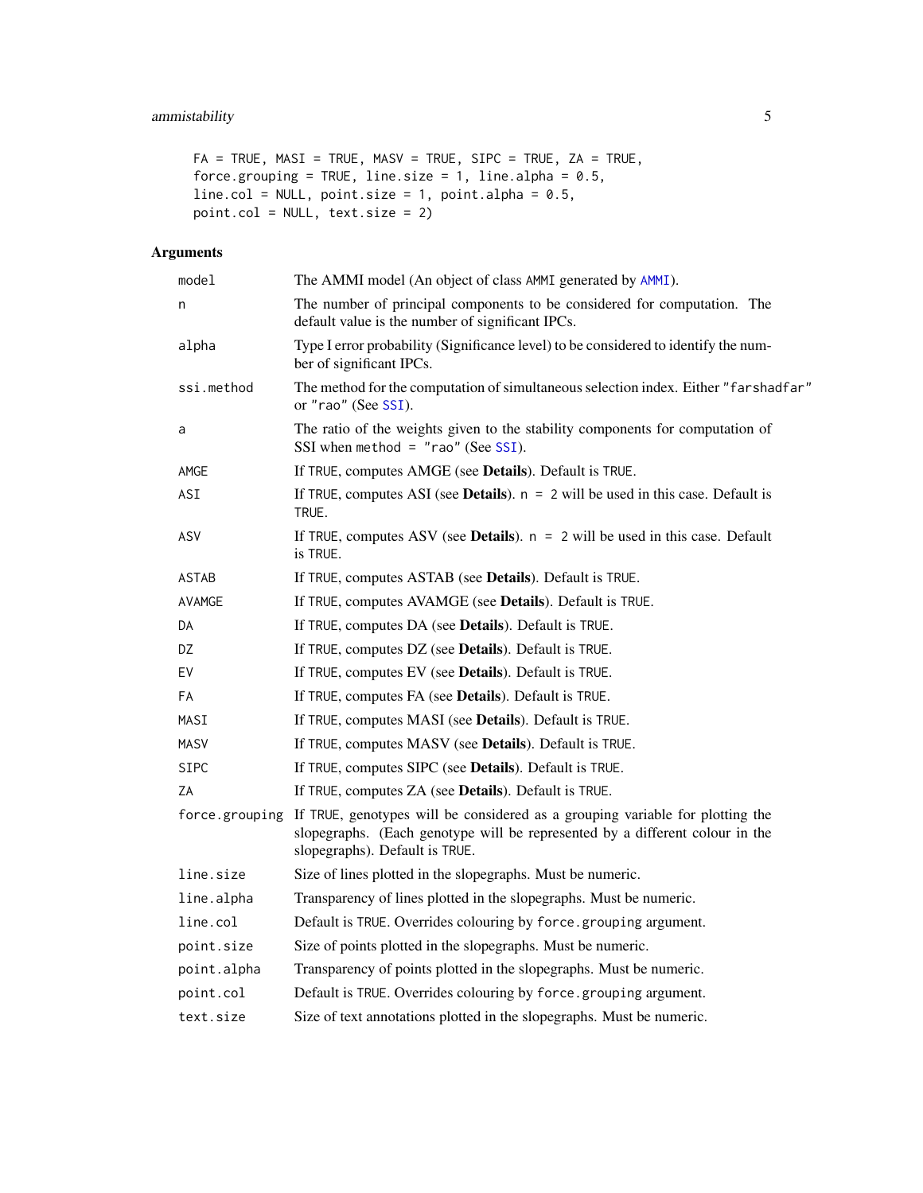```
FA = TRUE, MASI = TRUE, MASV = TRUE, SIPC = TRUE, ZA = TRUE,
force.grouping = TRUE, line.size = 1, line.alpha = 0.5,
line.col = NULL, point.size = 1, point.alpha = 0.5,
point.col = NULL, text.size = 2)
```

## Arguments

| Argument | Description |
|---|---|
| `model` | The AMMI model (An object of class `AMMI` generated by `AMMI`). |
| `n` | The number of principal components to be considered for computation. The default value is the number of significant IPCs. |
| `alpha` | Type I error probability (Significance level) to be considered to identify the number of significant IPCs. |
| `ssi.method` | The method for the computation of simultaneous selection index. Either `"farshadfar"` or `"rao"` (See `SSI`). |
| `a` | The ratio of the weights given to the stability components for computation of SSI when `method = "rao"` (See `SSI`). |
| `AMGE` | If `TRUE`, computes AMGE (see **Details**). Default is `TRUE`. |
| `ASI` | If `TRUE`, computes ASI (see **Details**). `n = 2` will be used in this case. Default is `TRUE`. |
| `ASV` | If `TRUE`, computes ASV (see **Details**). `n = 2` will be used in this case. Default is `TRUE`. |
| `ASTAB` | If `TRUE`, computes ASTAB (see **Details**). Default is `TRUE`. |
| `AVAMGE` | If `TRUE`, computes AVAMGE (see **Details**). Default is `TRUE`. |
| `DA` | If `TRUE`, computes DA (see **Details**). Default is `TRUE`. |
| `DZ` | If `TRUE`, computes DZ (see **Details**). Default is `TRUE`. |
| `EV` | If `TRUE`, computes EV (see **Details**). Default is `TRUE`. |
| `FA` | If `TRUE`, computes FA (see **Details**). Default is `TRUE`. |
| `MASI` | If `TRUE`, computes MASI (see **Details**). Default is `TRUE`. |
| `MASV` | If `TRUE`, computes MASV (see **Details**). Default is `TRUE`. |
| `SIPC` | If `TRUE`, computes SIPC (see **Details**). Default is `TRUE`. |
| `ZA` | If `TRUE`, computes ZA (see **Details**). Default is `TRUE`. |
| `force.grouping` | If `TRUE`, genotypes will be considered as a grouping variable for plotting the slopegraphs. (Each genotype will be represented by a different colour in the slopegraphs). Default is `TRUE`. |
| `line.size` | Size of lines plotted in the slopegraphs. Must be numeric. |
| `line.alpha` | Transparency of lines plotted in the slopegraphs. Must be numeric. |
| `line.col` | Default is `TRUE`. Overrides colouring by `force.grouping` argument. |
| `point.size` | Size of points plotted in the slopegraphs. Must be numeric. |
| `point.alpha` | Transparency of points plotted in the slopegraphs. Must be numeric. |
| `point.col` | Default is `TRUE`. Overrides colouring by `force.grouping` argument. |
| `text.size` | Size of text annotations plotted in the slopegraphs. Must be numeric. |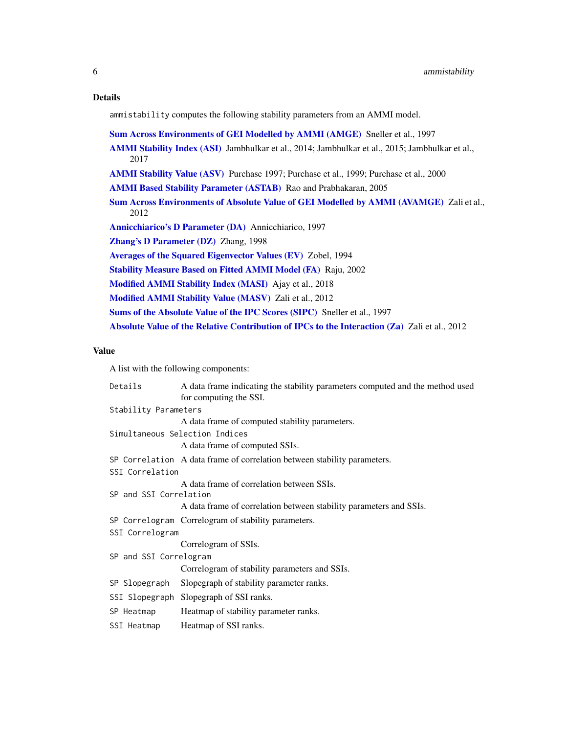### Details

`ammistability` computes the following stability parameters from an AMMI model.

**Sum Across Environments of GEI Modelled by AMMI (AMGE)** Sneller et al., 1997

**AMMI Stability Index (ASI)** Jambhulkar et al., 2014; Jambhulkar et al., 2015; Jambhulkar et al., 2017

**AMMI Stability Value (ASV)** Purchase 1997; Purchase et al., 1999; Purchase et al., 2000

**AMMI Based Stability Parameter (ASTAB)** Rao and Prabhakaran, 2005

**Sum Across Environments of Absolute Value of GEI Modelled by AMMI (AVAMGE)** Zali et al., 2012

**Annicchiarico's D Parameter (DA)** Annicchiarico, 1997

**Zhang's D Parameter (DZ)** Zhang, 1998

**Averages of the Squared Eigenvector Values (EV)** Zobel, 1994

**Stability Measure Based on Fitted AMMI Model (FA)** Raju, 2002

**Modified AMMI Stability Index (MASI)** Ajay et al., 2018

**Modified AMMI Stability Value (MASV)** Zali et al., 2012

**Sums of the Absolute Value of the IPC Scores (SIPC)** Sneller et al., 1997

**Absolute Value of the Relative Contribution of IPCs to the Interaction (Za)** Zali et al., 2012

### Value

A list with the following components:

| | |
|---|---|
| `Details` | A data frame indicating the stability parameters computed and the method used for computing the SSI. |
| `Stability Parameters` | A data frame of computed stability parameters. |
| `Simultaneous Selection Indices` | A data frame of computed SSIs. |
| `SP Correlation` | A data frame of correlation between stability parameters. |
| `SSI Correlation` | A data frame of correlation between SSIs. |
| `SP and SSI Correlation` | A data frame of correlation between stability parameters and SSIs. |
| `SP Correlogram` | Correlogram of stability parameters. |
| `SSI Correlogram` | Correlogram of SSIs. |
| `SP and SSI Correlogram` | Correlogram of stability parameters and SSIs. |
| `SP Slopegraph` | Slopegraph of stability parameter ranks. |
| `SSI Slopegraph` | Slopegraph of SSI ranks. |
| `SP Heatmap` | Heatmap of stability parameter ranks. |
| `SSI Heatmap` | Heatmap of SSI ranks. |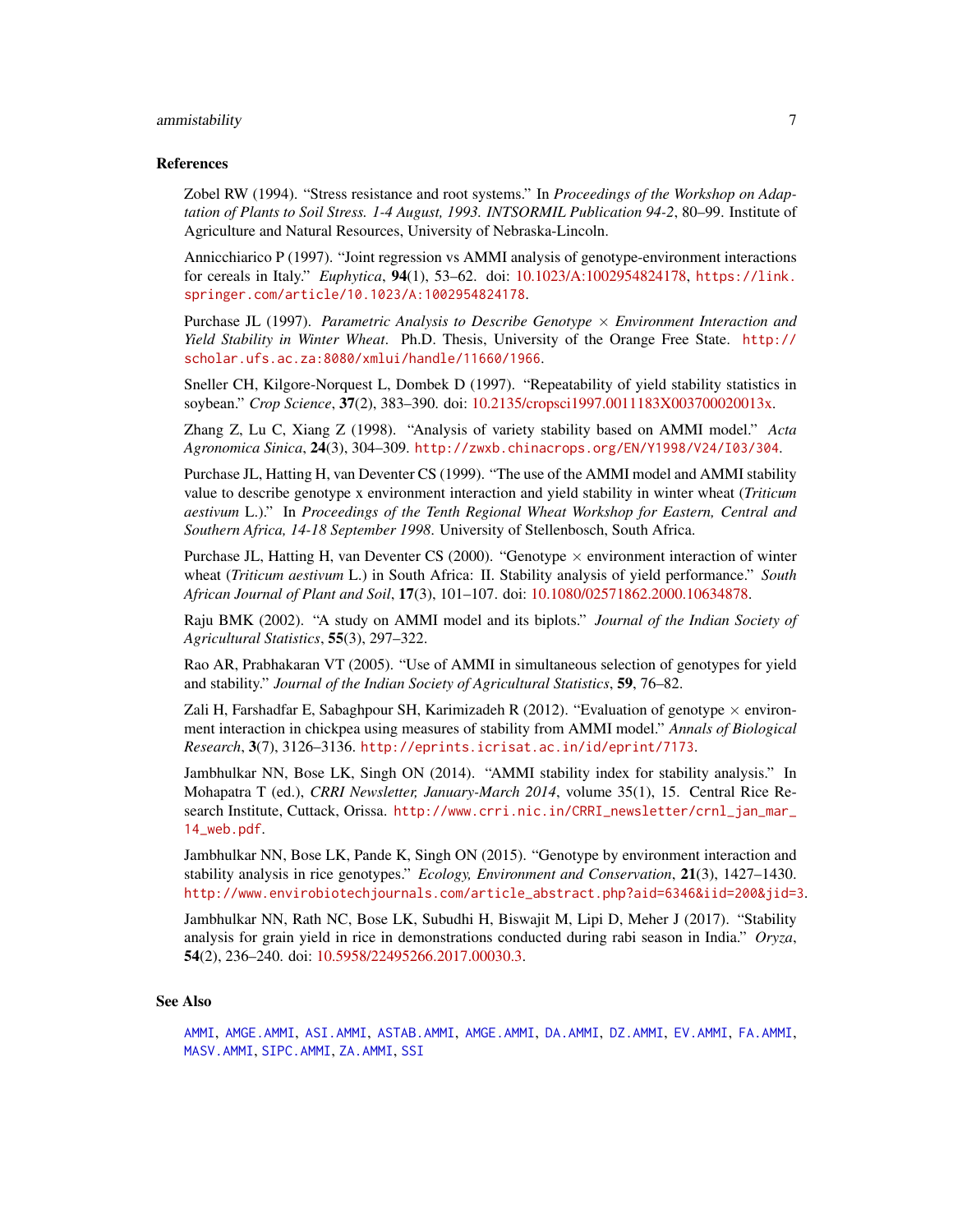## References

Zobel RW (1994). "Stress resistance and root systems." In *Proceedings of the Workshop on Adaptation of Plants to Soil Stress. 1-4 August, 1993. INTSORMIL Publication 94-2*, 80–99. Institute of Agriculture and Natural Resources, University of Nebraska-Lincoln.

Annicchiarico P (1997). "Joint regression vs AMMI analysis of genotype-environment interactions for cereals in Italy." *Euphytica*, **94**(1), 53–62. doi: 10.1023/A:1002954824178, https://link.springer.com/article/10.1023/A:1002954824178.

Purchase JL (1997). *Parametric Analysis to Describe Genotype × Environment Interaction and Yield Stability in Winter Wheat*. Ph.D. Thesis, University of the Orange Free State. http://scholar.ufs.ac.za:8080/xmlui/handle/11660/1966.

Sneller CH, Kilgore-Norquest L, Dombek D (1997). "Repeatability of yield stability statistics in soybean." *Crop Science*, **37**(2), 383–390. doi: 10.2135/cropsci1997.0011183X003700020013x.

Zhang Z, Lu C, Xiang Z (1998). "Analysis of variety stability based on AMMI model." *Acta Agronomica Sinica*, **24**(3), 304–309. http://zwxb.chinacrops.org/EN/Y1998/V24/I03/304.

Purchase JL, Hatting H, van Deventer CS (1999). "The use of the AMMI model and AMMI stability value to describe genotype x environment interaction and yield stability in winter wheat (*Triticum aestivum* L.)." In *Proceedings of the Tenth Regional Wheat Workshop for Eastern, Central and Southern Africa, 14-18 September 1998*. University of Stellenbosch, South Africa.

Purchase JL, Hatting H, van Deventer CS (2000). "Genotype × environment interaction of winter wheat (*Triticum aestivum* L.) in South Africa: II. Stability analysis of yield performance." *South African Journal of Plant and Soil*, **17**(3), 101–107. doi: 10.1080/02571862.2000.10634878.

Raju BMK (2002). "A study on AMMI model and its biplots." *Journal of the Indian Society of Agricultural Statistics*, **55**(3), 297–322.

Rao AR, Prabhakaran VT (2005). "Use of AMMI in simultaneous selection of genotypes for yield and stability." *Journal of the Indian Society of Agricultural Statistics*, **59**, 76–82.

Zali H, Farshadfar E, Sabaghpour SH, Karimizadeh R (2012). "Evaluation of genotype × environment interaction in chickpea using measures of stability from AMMI model." *Annals of Biological Research*, **3**(7), 3126–3136. http://eprints.icrisat.ac.in/id/eprint/7173.

Jambhulkar NN, Bose LK, Singh ON (2014). "AMMI stability index for stability analysis." In Mohapatra T (ed.), *CRRI Newsletter, January-March 2014*, volume 35(1), 15. Central Rice Research Institute, Cuttack, Orissa. http://www.crri.nic.in/CRRI_newsletter/crnl_jan_mar_14_web.pdf.

Jambhulkar NN, Bose LK, Pande K, Singh ON (2015). "Genotype by environment interaction and stability analysis in rice genotypes." *Ecology, Environment and Conservation*, **21**(3), 1427–1430. http://www.envirobiotechjournals.com/article_abstract.php?aid=6346&iid=200&jid=3.

Jambhulkar NN, Rath NC, Bose LK, Subudhi H, Biswajit M, Lipi D, Meher J (2017). "Stability analysis for grain yield in rice in demonstrations conducted during rabi season in India." *Oryza*, **54**(2), 236–240. doi: 10.5958/22495266.2017.00030.3.

## See Also

AMMI, AMGE.AMMI, ASI.AMMI, ASTAB.AMMI, AMGE.AMMI, DA.AMMI, DZ.AMMI, EV.AMMI, FA.AMMI, MASV.AMMI, SIPC.AMMI, ZA.AMMI, SSI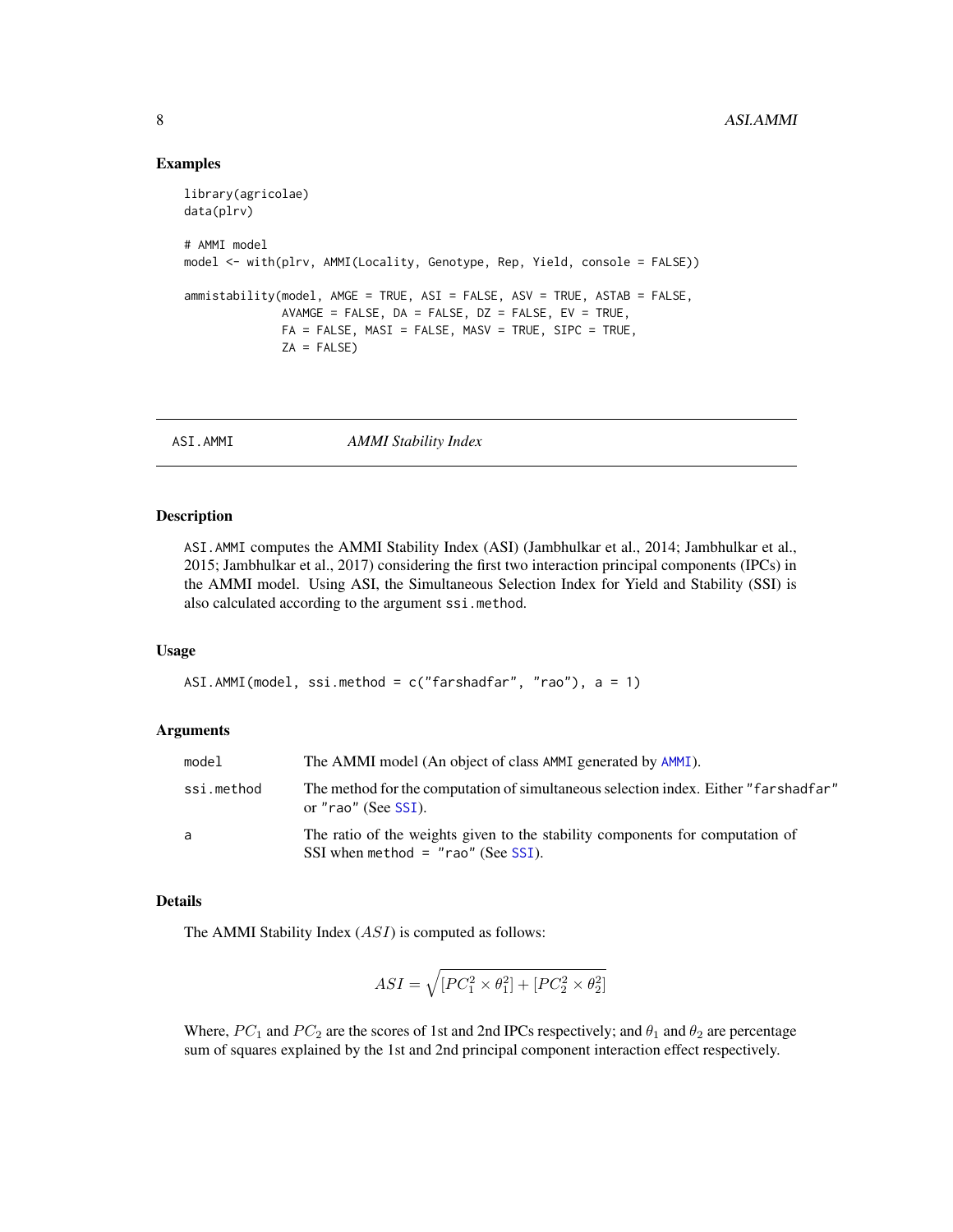## Examples

```
library(agricolae)
data(plrv)

# AMMI model
model <- with(plrv, AMMI(Locality, Genotype, Rep, Yield, console = FALSE))

ammistability(model, AMGE = TRUE, ASI = FALSE, ASV = TRUE, ASTAB = FALSE,
              AVAMGE = FALSE, DA = FALSE, DZ = FALSE, EV = TRUE,
              FA = FALSE, MASI = FALSE, MASV = TRUE, SIPC = TRUE,
              ZA = FALSE)
```

---

# ASI.AMMI *AMMI Stability Index*

## Description

`ASI.AMMI` computes the AMMI Stability Index (ASI) (Jambhulkar et al., 2014; Jambhulkar et al., 2015; Jambhulkar et al., 2017) considering the first two interaction principal components (IPCs) in the AMMI model. Using ASI, the Simultaneous Selection Index for Yield and Stability (SSI) is also calculated according to the argument `ssi.method`.

## Usage

```
ASI.AMMI(model, ssi.method = c("farshadfar", "rao"), a = 1)
```

## Arguments

| | |
|---|---|
| `model` | The AMMI model (An object of class `AMMI` generated by `AMMI`). |
| `ssi.method` | The method for the computation of simultaneous selection index. Either `"farshadfar"` or `"rao"` (See `SSI`). |
| `a` | The ratio of the weights given to the stability components for computation of SSI when `method = "rao"` (See `SSI`). |

## Details

The AMMI Stability Index ($ASI$) is computed as follows:

$$ASI = \sqrt{[PC_1^2 \times \theta_1^2] + [PC_2^2 \times \theta_2^2]}$$

Where, $PC_1$ and $PC_2$ are the scores of 1st and 2nd IPCs respectively; and $\theta_1$ and $\theta_2$ are percentage sum of squares explained by the 1st and 2nd principal component interaction effect respectively.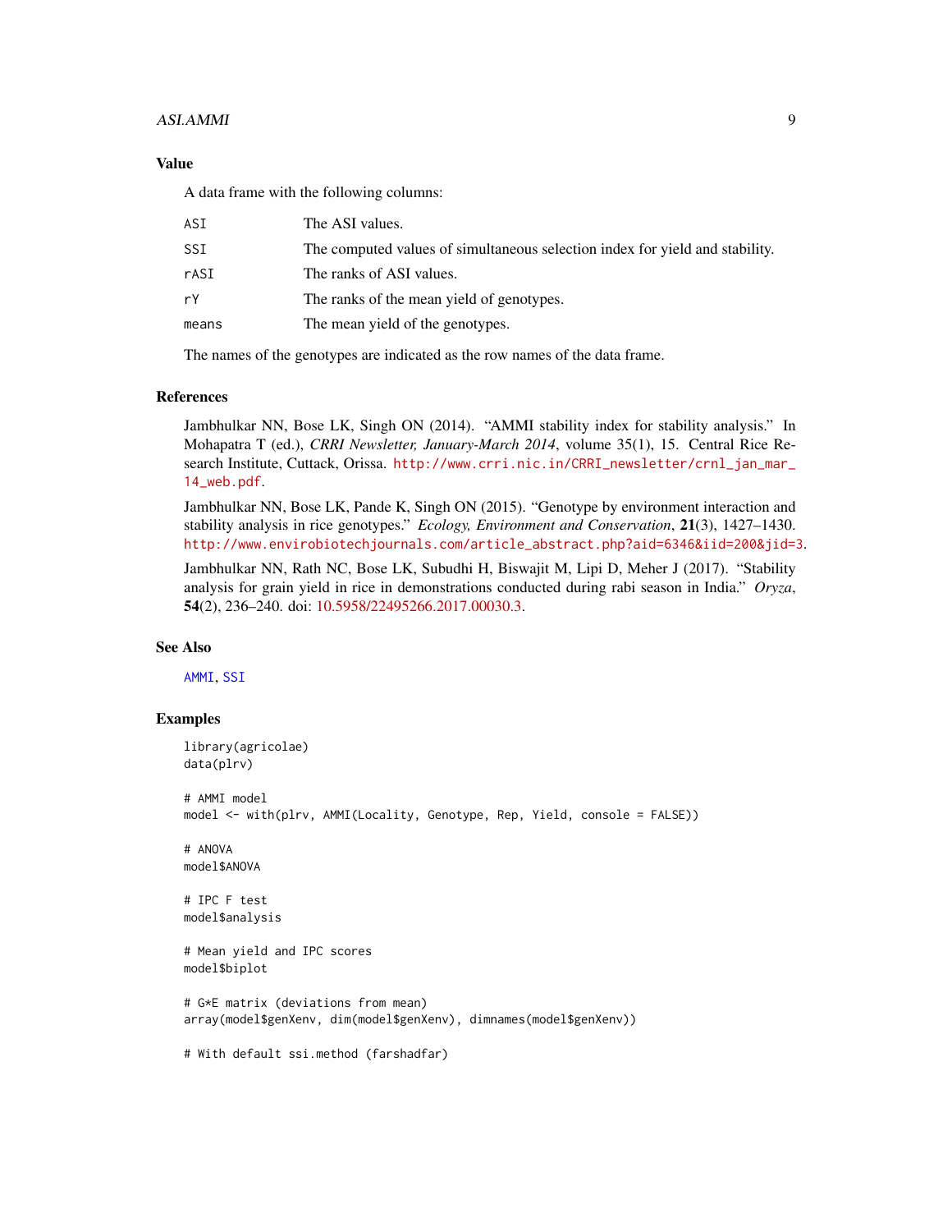## Value

A data frame with the following columns:

| | |
|---|---|
| ASI | The ASI values. |
| SSI | The computed values of simultaneous selection index for yield and stability. |
| rASI | The ranks of ASI values. |
| rY | The ranks of the mean yield of genotypes. |
| means | The mean yield of the genotypes. |

The names of the genotypes are indicated as the row names of the data frame.

## References

Jambhulkar NN, Bose LK, Singh ON (2014). "AMMI stability index for stability analysis." In Mohapatra T (ed.), *CRRI Newsletter, January-March 2014*, volume 35(1), 15. Central Rice Research Institute, Cuttack, Orissa. http://www.crri.nic.in/CRRI_newsletter/crnl_jan_mar_14_web.pdf.

Jambhulkar NN, Bose LK, Pande K, Singh ON (2015). "Genotype by environment interaction and stability analysis in rice genotypes." *Ecology, Environment and Conservation*, **21**(3), 1427–1430. http://www.envirobiotechjournals.com/article_abstract.php?aid=6346&iid=200&jid=3.

Jambhulkar NN, Rath NC, Bose LK, Subudhi H, Biswajit M, Lipi D, Meher J (2017). "Stability analysis for grain yield in rice in demonstrations conducted during rabi season in India." *Oryza*, **54**(2), 236–240. doi: 10.5958/22495266.2017.00030.3.

## See Also

AMMI, SSI

## Examples

```
library(agricolae)
data(plrv)

# AMMI model
model <- with(plrv, AMMI(Locality, Genotype, Rep, Yield, console = FALSE))

# ANOVA
model$ANOVA

# IPC F test
model$analysis

# Mean yield and IPC scores
model$biplot

# G*E matrix (deviations from mean)
array(model$genXenv, dim(model$genXenv), dimnames(model$genXenv))

# With default ssi.method (farshadfar)
```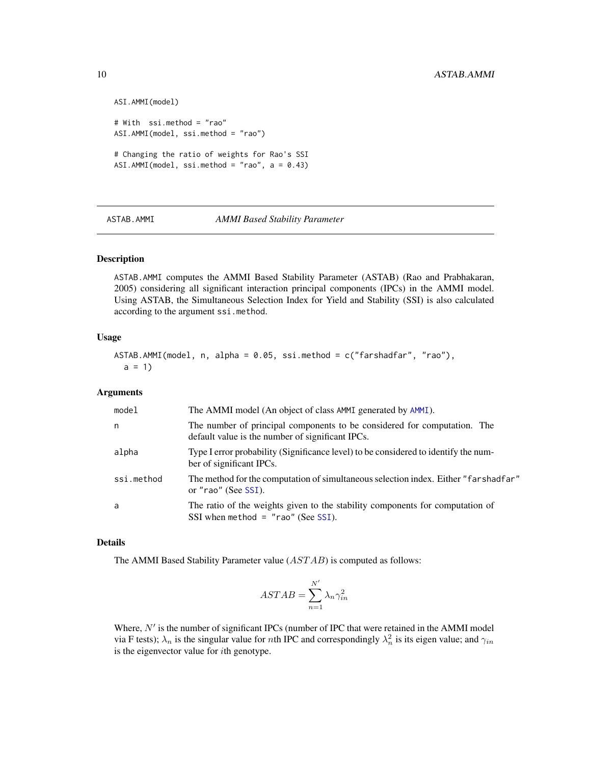```
ASI.AMMI(model)

# With  ssi.method = "rao"
ASI.AMMI(model, ssi.method = "rao")

# Changing the ratio of weights for Rao's SSI
ASI.AMMI(model, ssi.method = "rao", a = 0.43)
```

## ASTAB.AMMI — *AMMI Based Stability Parameter*

### Description

ASTAB.AMMI computes the AMMI Based Stability Parameter (ASTAB) (Rao and Prabhakaran, 2005) considering all significant interaction principal components (IPCs) in the AMMI model. Using ASTAB, the Simultaneous Selection Index for Yield and Stability (SSI) is also calculated according to the argument ssi.method.

### Usage

```
ASTAB.AMMI(model, n, alpha = 0.05, ssi.method = c("farshadfar", "rao"),
  a = 1)
```

### Arguments

| | |
|---|---|
| model | The AMMI model (An object of class AMMI generated by AMMI). |
| n | The number of principal components to be considered for computation. The default value is the number of significant IPCs. |
| alpha | Type I error probability (Significance level) to be considered to identify the number of significant IPCs. |
| ssi.method | The method for the computation of simultaneous selection index. Either "farshadfar" or "rao" (See SSI). |
| a | The ratio of the weights given to the stability components for computation of SSI when method = "rao" (See SSI). |

### Details

The AMMI Based Stability Parameter value ($ASTAB$) is computed as follows:

$$ASTAB = \sum_{n=1}^{N'} \lambda_n \gamma_{in}^2$$

Where, $N'$ is the number of significant IPCs (number of IPC that were retained in the AMMI model via F tests); $\lambda_n$ is the singular value for $n$th IPC and correspondingly $\lambda_n^2$ is its eigen value; and $\gamma_{in}$ is the eigenvector value for $i$th genotype.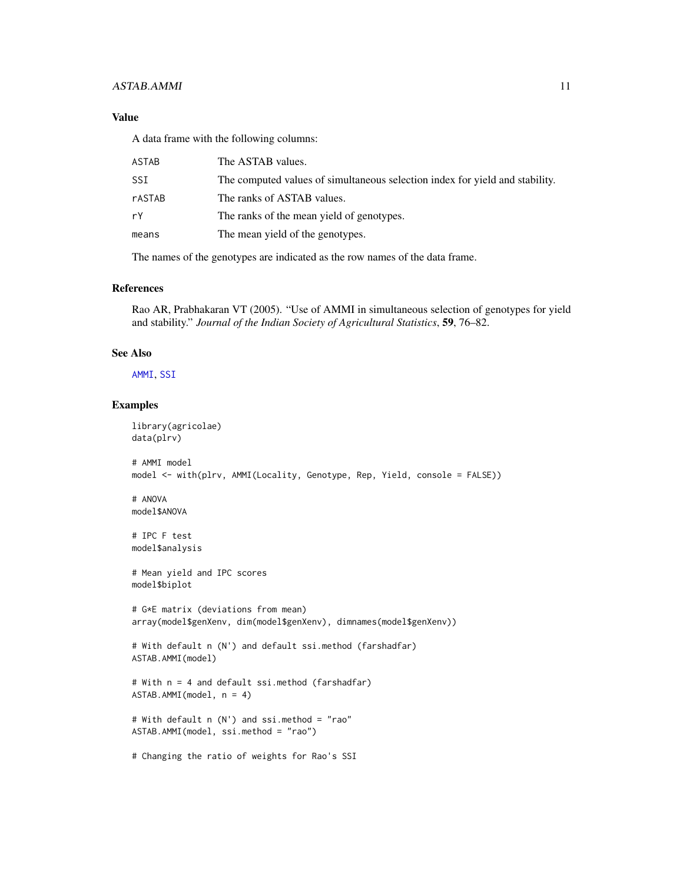## Value

A data frame with the following columns:

| | |
|---|---|
| ASTAB | The ASTAB values. |
| SSI | The computed values of simultaneous selection index for yield and stability. |
| rASTAB | The ranks of ASTAB values. |
| rY | The ranks of the mean yield of genotypes. |
| means | The mean yield of the genotypes. |

The names of the genotypes are indicated as the row names of the data frame.

## References

Rao AR, Prabhakaran VT (2005). "Use of AMMI in simultaneous selection of genotypes for yield and stability." *Journal of the Indian Society of Agricultural Statistics*, **59**, 76–82.

## See Also

AMMI, SSI

## Examples

```
library(agricolae)
data(plrv)

# AMMI model
model <- with(plrv, AMMI(Locality, Genotype, Rep, Yield, console = FALSE))

# ANOVA
model$ANOVA

# IPC F test
model$analysis

# Mean yield and IPC scores
model$biplot

# G*E matrix (deviations from mean)
array(model$genXenv, dim(model$genXenv), dimnames(model$genXenv))

# With default n (N') and default ssi.method (farshadfar)
ASTAB.AMMI(model)

# With n = 4 and default ssi.method (farshadfar)
ASTAB.AMMI(model, n = 4)

# With default n (N') and ssi.method = "rao"
ASTAB.AMMI(model, ssi.method = "rao")

# Changing the ratio of weights for Rao's SSI
```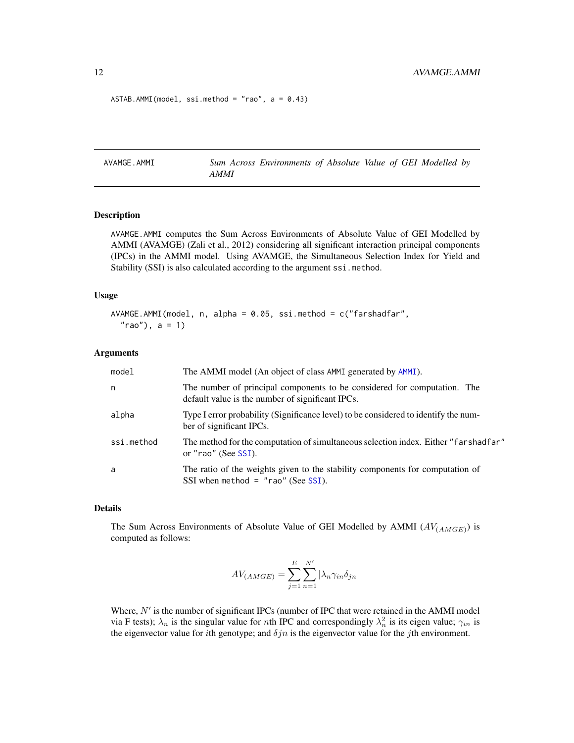```
ASTAB.AMMI(model, ssi.method = "rao", a = 0.43)
```

---

# AVAMGE.AMMI — *Sum Across Environments of Absolute Value of GEI Modelled by AMMI*

## Description

AVAMGE.AMMI computes the Sum Across Environments of Absolute Value of GEI Modelled by AMMI (AVAMGE) (Zali et al., 2012) considering all significant interaction principal components (IPCs) in the AMMI model. Using AVAMGE, the Simultaneous Selection Index for Yield and Stability (SSI) is also calculated according to the argument ssi.method.

## Usage

```
AVAMGE.AMMI(model, n, alpha = 0.05, ssi.method = c("farshadfar",
  "rao"), a = 1)
```

## Arguments

| | |
|---|---|
| model | The AMMI model (An object of class AMMI generated by AMMI). |
| n | The number of principal components to be considered for computation. The default value is the number of significant IPCs. |
| alpha | Type I error probability (Significance level) to be considered to identify the number of significant IPCs. |
| ssi.method | The method for the computation of simultaneous selection index. Either "farshadfar" or "rao" (See SSI). |
| a | The ratio of the weights given to the stability components for computation of SSI when method = "rao" (See SSI). |

## Details

The Sum Across Environments of Absolute Value of GEI Modelled by AMMI ($AV_{(AMGE)}$) is computed as follows:

$$AV_{(AMGE)} = \sum_{j=1}^{E} \sum_{n=1}^{N'} |\lambda_n \gamma_{in} \delta_{jn}|$$

Where, $N'$ is the number of significant IPCs (number of IPC that were retained in the AMMI model via F tests); $\lambda_n$ is the singular value for $n$th IPC and correspondingly $\lambda_n^2$ is its eigen value; $\gamma_{in}$ is the eigenvector value for $i$th genotype; and $\delta jn$ is the eigenvector value for the $j$th environment.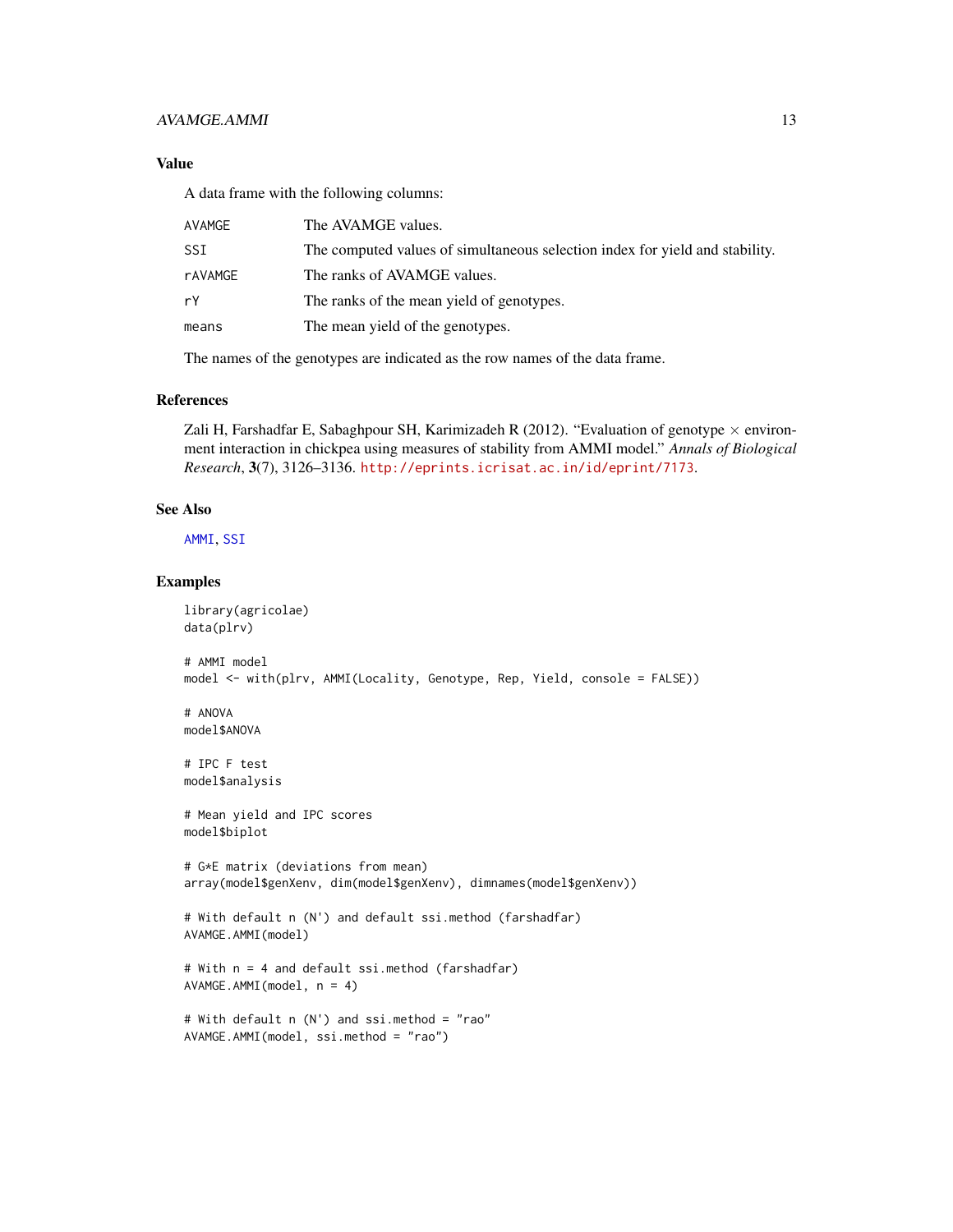### Value

A data frame with the following columns:

| | |
|---|---|
| AVAMGE | The AVAMGE values. |
| SSI | The computed values of simultaneous selection index for yield and stability. |
| rAVAMGE | The ranks of AVAMGE values. |
| rY | The ranks of the mean yield of genotypes. |
| means | The mean yield of the genotypes. |

The names of the genotypes are indicated as the row names of the data frame.

### References

Zali H, Farshadfar E, Sabaghpour SH, Karimizadeh R (2012). "Evaluation of genotype × environment interaction in chickpea using measures of stability from AMMI model." *Annals of Biological Research*, **3**(7), 3126–3136. http://eprints.icrisat.ac.in/id/eprint/7173.

### See Also

AMMI, SSI

### Examples

```
library(agricolae)
data(plrv)

# AMMI model
model <- with(plrv, AMMI(Locality, Genotype, Rep, Yield, console = FALSE))

# ANOVA
model$ANOVA

# IPC F test
model$analysis

# Mean yield and IPC scores
model$biplot

# G*E matrix (deviations from mean)
array(model$genXenv, dim(model$genXenv), dimnames(model$genXenv))

# With default n (N') and default ssi.method (farshadfar)
AVAMGE.AMMI(model)

# With n = 4 and default ssi.method (farshadfar)
AVAMGE.AMMI(model, n = 4)

# With default n (N') and ssi.method = "rao"
AVAMGE.AMMI(model, ssi.method = "rao")
```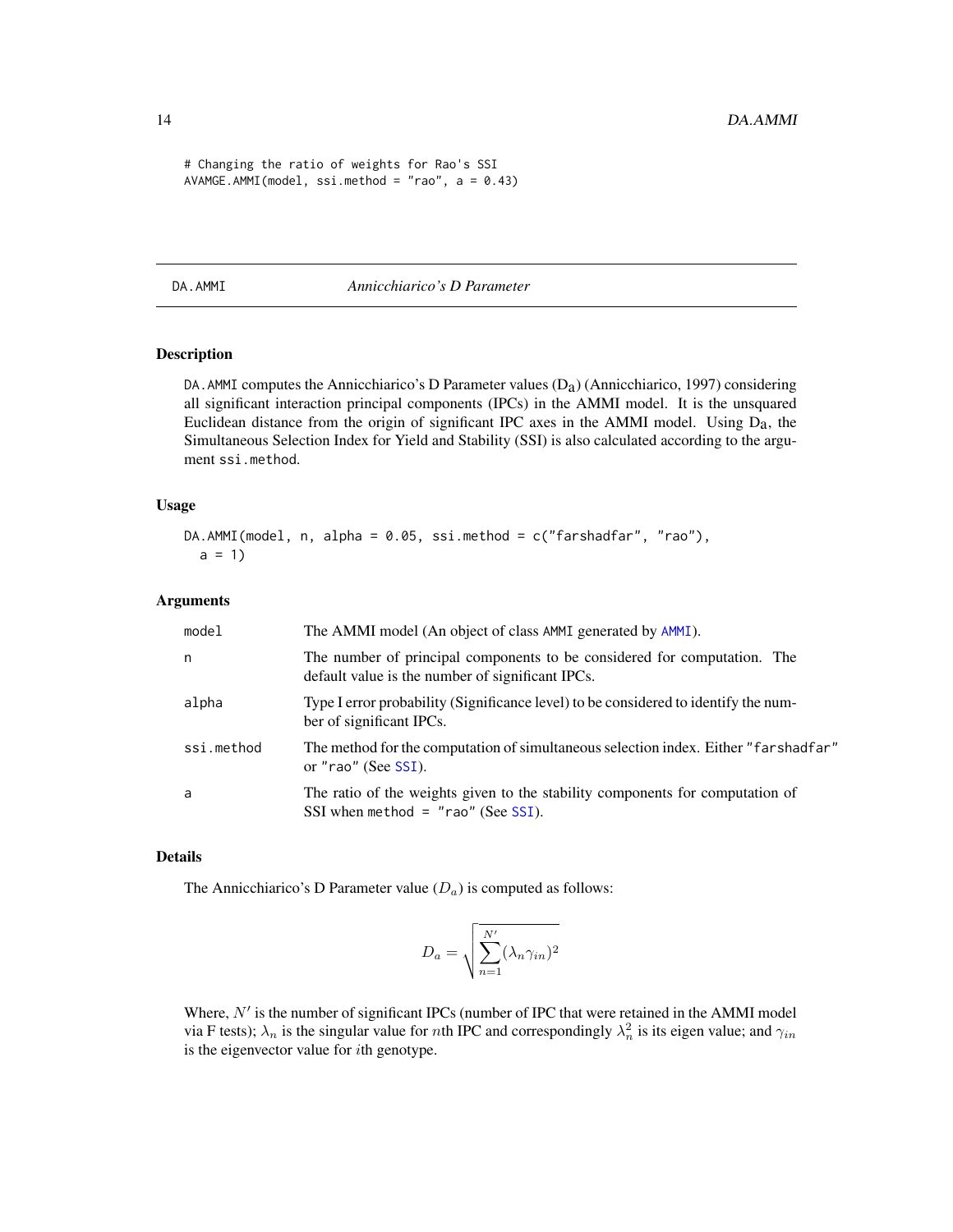```
# Changing the ratio of weights for Rao's SSI
AVAMGE.AMMI(model, ssi.method = "rao", a = 0.43)
```

## DA.AMMI — *Annicchiarico's D Parameter*

### Description

`DA.AMMI` computes the Annicchiarico's D Parameter values ($D_a$) (Annicchiarico, 1997) considering all significant interaction principal components (IPCs) in the AMMI model. It is the unsquared Euclidean distance from the origin of significant IPC axes in the AMMI model. Using $D_a$, the Simultaneous Selection Index for Yield and Stability (SSI) is also calculated according to the argument `ssi.method`.

### Usage

```
DA.AMMI(model, n, alpha = 0.05, ssi.method = c("farshadfar", "rao"),
  a = 1)
```

### Arguments

| | |
|---|---|
| `model` | The AMMI model (An object of class `AMMI` generated by `AMMI`). |
| `n` | The number of principal components to be considered for computation. The default value is the number of significant IPCs. |
| `alpha` | Type I error probability (Significance level) to be considered to identify the number of significant IPCs. |
| `ssi.method` | The method for the computation of simultaneous selection index. Either `"farshadfar"` or `"rao"` (See `SSI`). |
| `a` | The ratio of the weights given to the stability components for computation of SSI when `method = "rao"` (See `SSI`). |

### Details

The Annicchiarico's D Parameter value ($D_a$) is computed as follows:

$$D_a = \sqrt{\sum_{n=1}^{N'} (\lambda_n \gamma_{in})^2}$$

Where, $N'$ is the number of significant IPCs (number of IPC that were retained in the AMMI model via F tests); $\lambda_n$ is the singular value for $n$th IPC and correspondingly $\lambda_n^2$ is its eigen value; and $\gamma_{in}$ is the eigenvector value for $i$th genotype.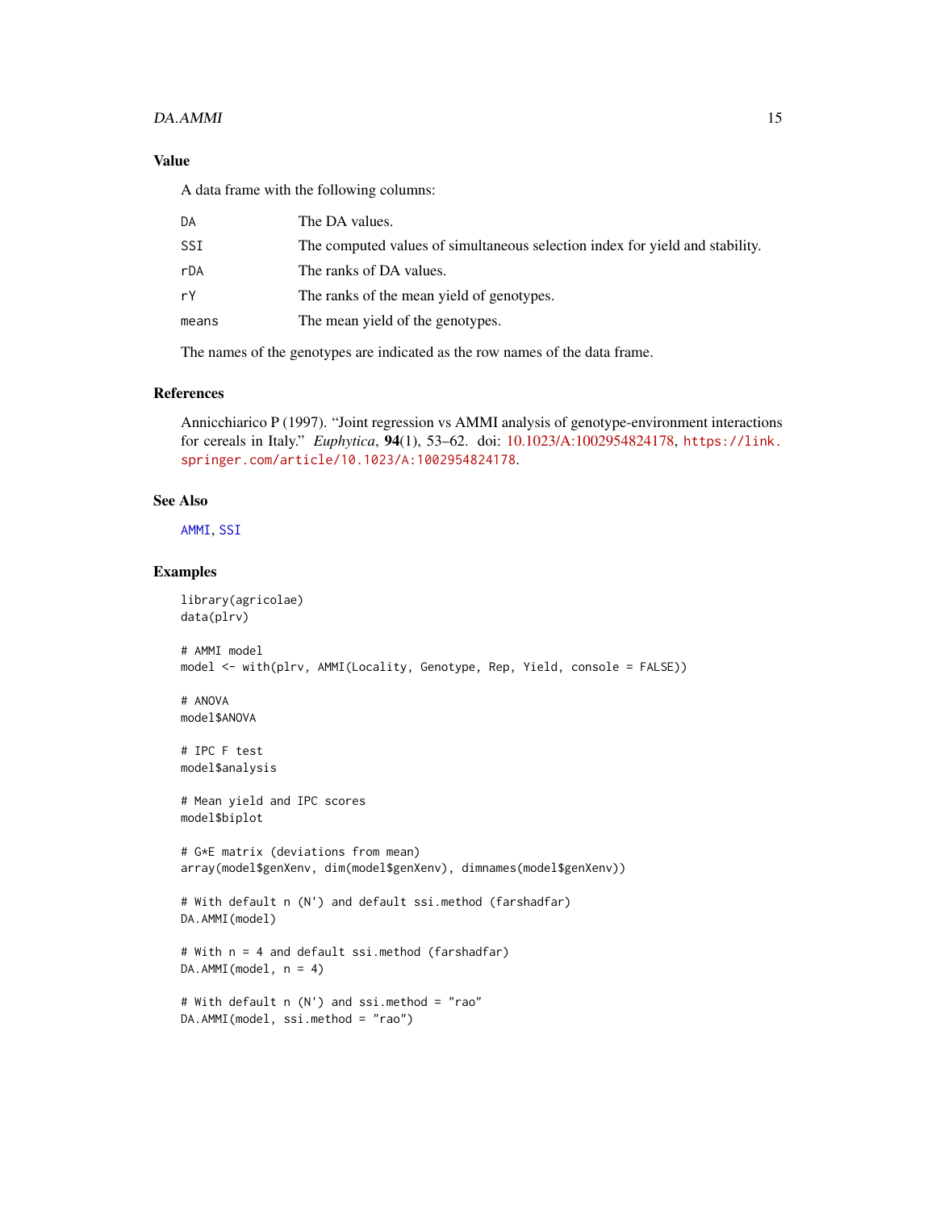## Value

A data frame with the following columns:

| | |
|---|---|
| DA | The DA values. |
| SSI | The computed values of simultaneous selection index for yield and stability. |
| rDA | The ranks of DA values. |
| rY | The ranks of the mean yield of genotypes. |
| means | The mean yield of the genotypes. |

The names of the genotypes are indicated as the row names of the data frame.

## References

Annicchiarico P (1997). "Joint regression vs AMMI analysis of genotype-environment interactions for cereals in Italy." *Euphytica*, **94**(1), 53–62. doi: 10.1023/A:1002954824178, https://link.springer.com/article/10.1023/A:1002954824178.

## See Also

AMMI, SSI

## Examples

```
library(agricolae)
data(plrv)

# AMMI model
model <- with(plrv, AMMI(Locality, Genotype, Rep, Yield, console = FALSE))

# ANOVA
model$ANOVA

# IPC F test
model$analysis

# Mean yield and IPC scores
model$biplot

# G*E matrix (deviations from mean)
array(model$genXenv, dim(model$genXenv), dimnames(model$genXenv))

# With default n (N') and default ssi.method (farshadfar)
DA.AMMI(model)

# With n = 4 and default ssi.method (farshadfar)
DA.AMMI(model, n = 4)

# With default n (N') and ssi.method = "rao"
DA.AMMI(model, ssi.method = "rao")
```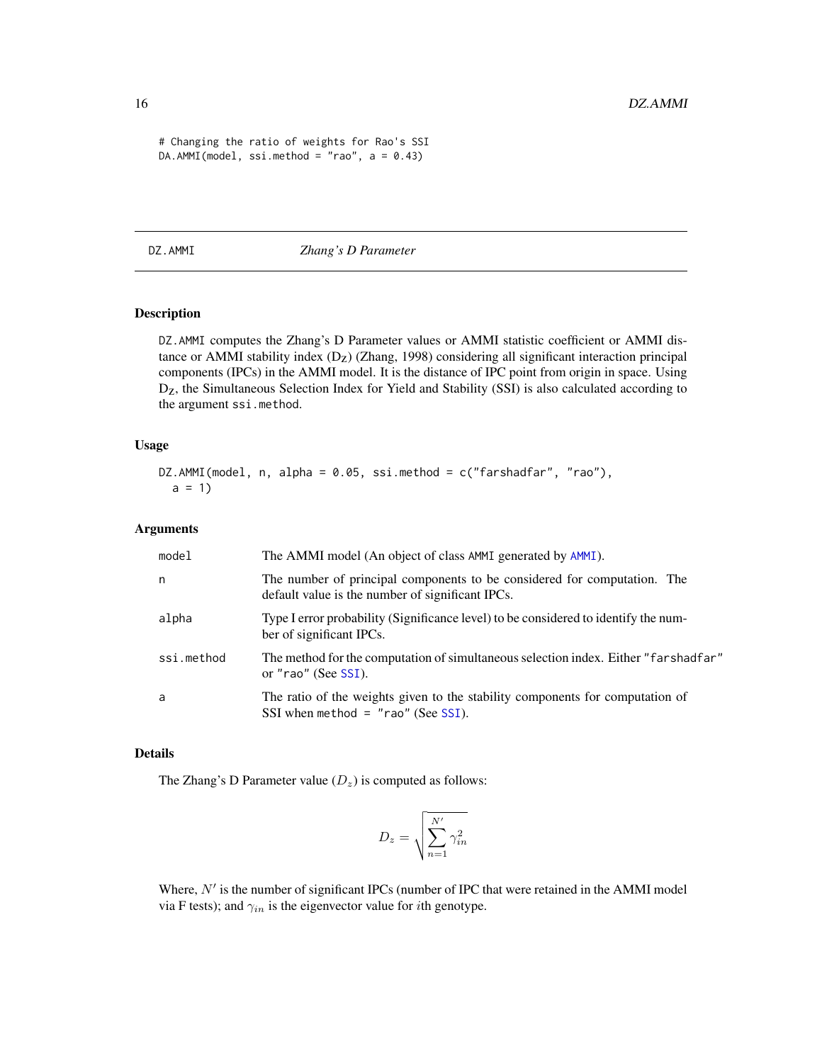```
# Changing the ratio of weights for Rao's SSI
DA.AMMI(model, ssi.method = "rao", a = 0.43)
```

## DZ.AMMI *Zhang's D Parameter*

### Description

DZ.AMMI computes the Zhang's D Parameter values or AMMI statistic coefficient or AMMI distance or AMMI stability index ($D_Z$) (Zhang, 1998) considering all significant interaction principal components (IPCs) in the AMMI model. It is the distance of IPC point from origin in space. Using $D_Z$, the Simultaneous Selection Index for Yield and Stability (SSI) is also calculated according to the argument ssi.method.

### Usage

```
DZ.AMMI(model, n, alpha = 0.05, ssi.method = c("farshadfar", "rao"),
  a = 1)
```

### Arguments

| | |
|---|---|
| model | The AMMI model (An object of class AMMI generated by AMMI). |
| n | The number of principal components to be considered for computation. The default value is the number of significant IPCs. |
| alpha | Type I error probability (Significance level) to be considered to identify the number of significant IPCs. |
| ssi.method | The method for the computation of simultaneous selection index. Either "farshadfar" or "rao" (See SSI). |
| a | The ratio of the weights given to the stability components for computation of SSI when method = "rao" (See SSI). |

### Details

The Zhang's D Parameter value ($D_z$) is computed as follows:

$$D_z = \sqrt{\sum_{n=1}^{N'} \gamma_{in}^2}$$

Where, $N'$ is the number of significant IPCs (number of IPC that were retained in the AMMI model via F tests); and $\gamma_{in}$ is the eigenvector value for $i$th genotype.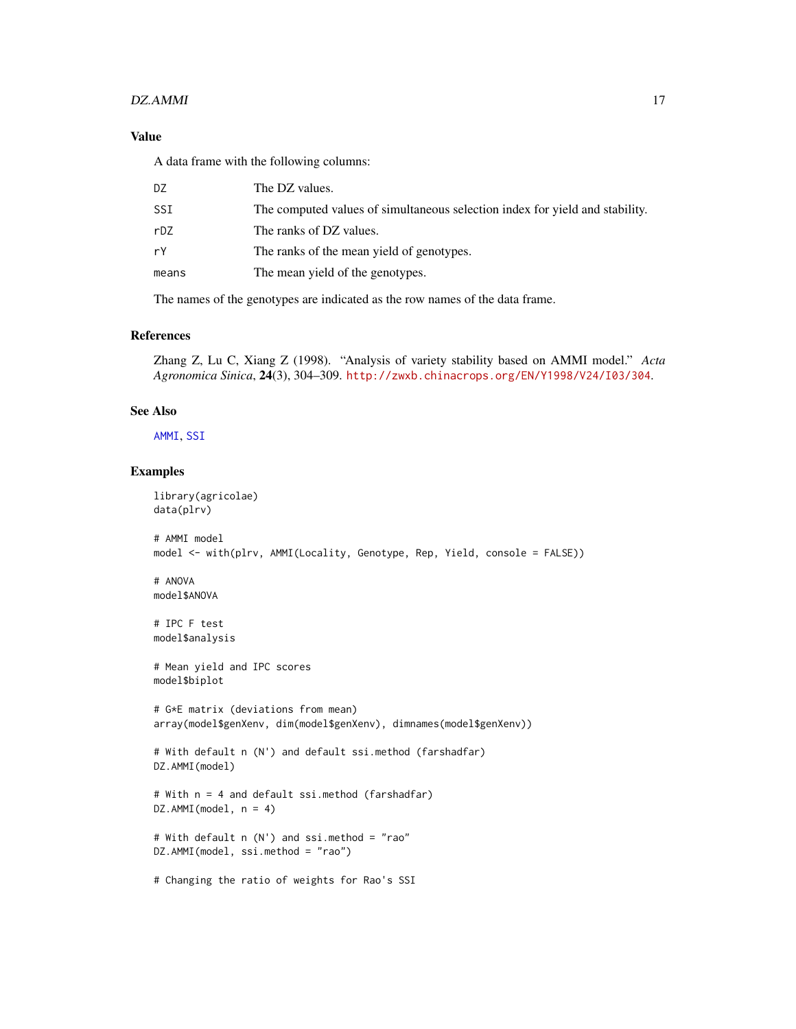### Value

A data frame with the following columns:

| | |
|---|---|
| DZ | The DZ values. |
| SSI | The computed values of simultaneous selection index for yield and stability. |
| rDZ | The ranks of DZ values. |
| rY | The ranks of the mean yield of genotypes. |
| means | The mean yield of the genotypes. |

The names of the genotypes are indicated as the row names of the data frame.

### References

Zhang Z, Lu C, Xiang Z (1998). "Analysis of variety stability based on AMMI model." *Acta Agronomica Sinica*, **24**(3), 304–309. http://zwxb.chinacrops.org/EN/Y1998/V24/I03/304.

### See Also

AMMI, SSI

### Examples

```
library(agricolae)
data(plrv)

# AMMI model
model <- with(plrv, AMMI(Locality, Genotype, Rep, Yield, console = FALSE))

# ANOVA
model$ANOVA

# IPC F test
model$analysis

# Mean yield and IPC scores
model$biplot

# G*E matrix (deviations from mean)
array(model$genXenv, dim(model$genXenv), dimnames(model$genXenv))

# With default n (N') and default ssi.method (farshadfar)
DZ.AMMI(model)

# With n = 4 and default ssi.method (farshadfar)
DZ.AMMI(model, n = 4)

# With default n (N') and ssi.method = "rao"
DZ.AMMI(model, ssi.method = "rao")

# Changing the ratio of weights for Rao's SSI
```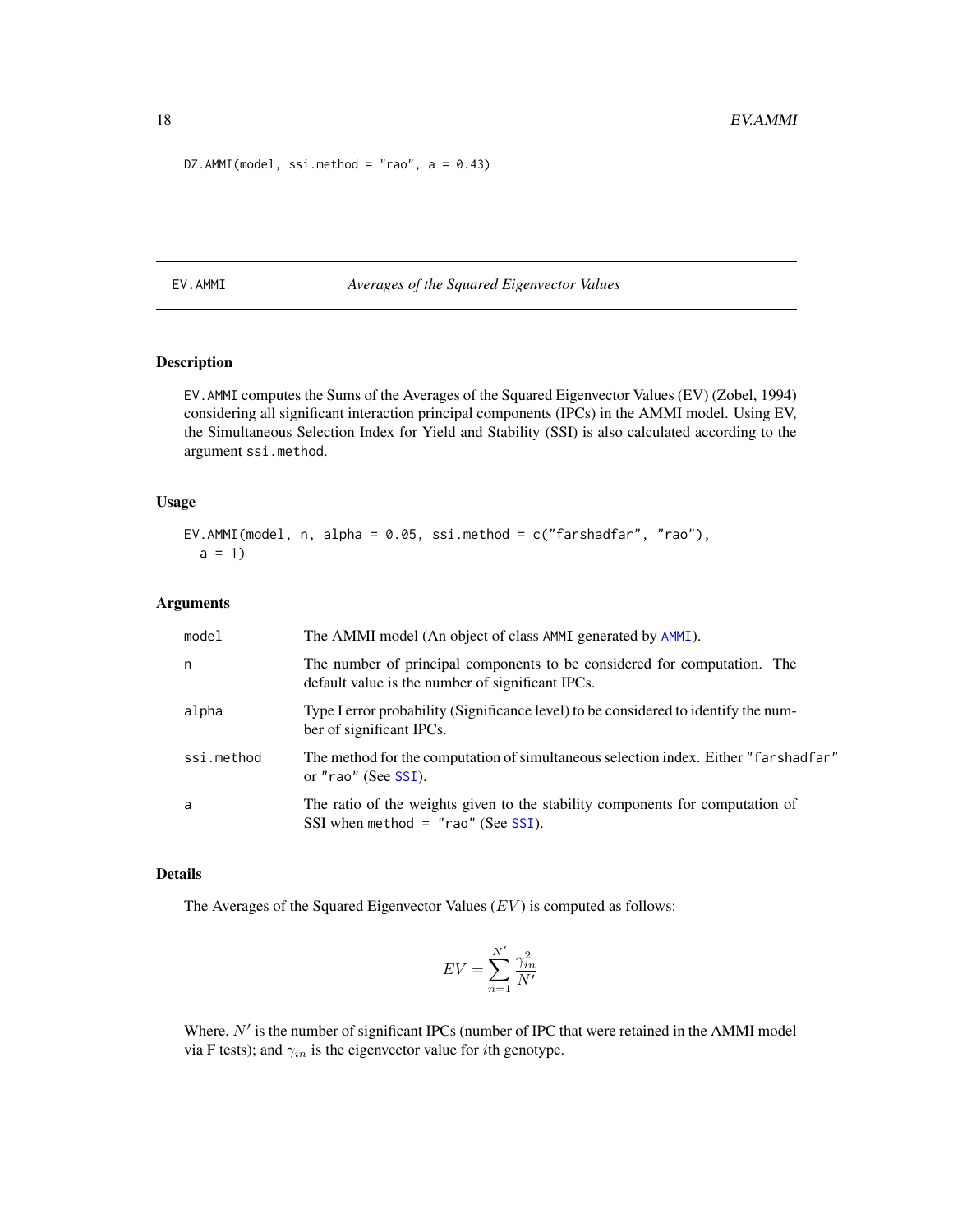```
DZ.AMMI(model, ssi.method = "rao", a = 0.43)
```

## EV.AMMI *Averages of the Squared Eigenvector Values*

### Description

EV.AMMI computes the Sums of the Averages of the Squared Eigenvector Values (EV) (Zobel, 1994) considering all significant interaction principal components (IPCs) in the AMMI model. Using EV, the Simultaneous Selection Index for Yield and Stability (SSI) is also calculated according to the argument ssi.method.

### Usage

```
EV.AMMI(model, n, alpha = 0.05, ssi.method = c("farshadfar", "rao"),
  a = 1)
```

### Arguments

| | |
|---|---|
| model | The AMMI model (An object of class AMMI generated by AMMI). |
| n | The number of principal components to be considered for computation. The default value is the number of significant IPCs. |
| alpha | Type I error probability (Significance level) to be considered to identify the number of significant IPCs. |
| ssi.method | The method for the computation of simultaneous selection index. Either "farshadfar" or "rao" (See SSI). |
| a | The ratio of the weights given to the stability components for computation of SSI when method = "rao" (See SSI). |

### Details

The Averages of the Squared Eigenvector Values ($EV$) is computed as follows:

$$EV = \sum_{n=1}^{N'} \frac{\gamma_{in}^2}{N'}$$

Where, $N'$ is the number of significant IPCs (number of IPC that were retained in the AMMI model via F tests); and $\gamma_{in}$ is the eigenvector value for $i$th genotype.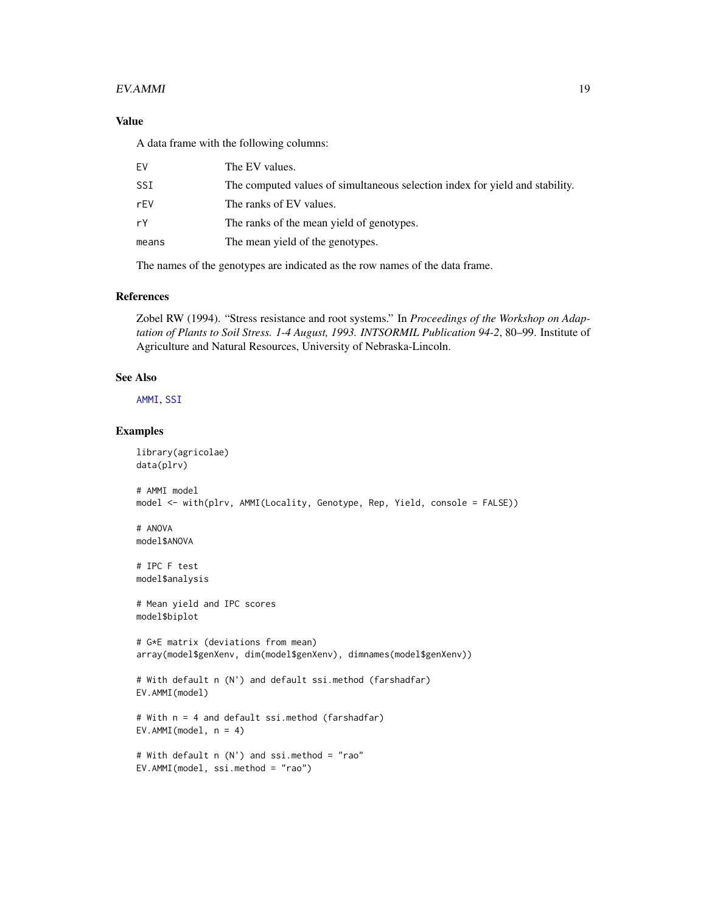### Value

A data frame with the following columns:

| | |
|---|---|
| EV | The EV values. |
| SSI | The computed values of simultaneous selection index for yield and stability. |
| rEV | The ranks of EV values. |
| rY | The ranks of the mean yield of genotypes. |
| means | The mean yield of the genotypes. |

The names of the genotypes are indicated as the row names of the data frame.

### References

Zobel RW (1994). "Stress resistance and root systems." In *Proceedings of the Workshop on Adaptation of Plants to Soil Stress. 1-4 August, 1993. INTSORMIL Publication 94-2*, 80–99. Institute of Agriculture and Natural Resources, University of Nebraska-Lincoln.

### See Also

AMMI, SSI

### Examples

```
library(agricolae)
data(plrv)

# AMMI model
model <- with(plrv, AMMI(Locality, Genotype, Rep, Yield, console = FALSE))

# ANOVA
model$ANOVA

# IPC F test
model$analysis

# Mean yield and IPC scores
model$biplot

# G*E matrix (deviations from mean)
array(model$genXenv, dim(model$genXenv), dimnames(model$genXenv))

# With default n (N') and default ssi.method (farshadfar)
EV.AMMI(model)

# With n = 4 and default ssi.method (farshadfar)
EV.AMMI(model, n = 4)

# With default n (N') and ssi.method = "rao"
EV.AMMI(model, ssi.method = "rao")
```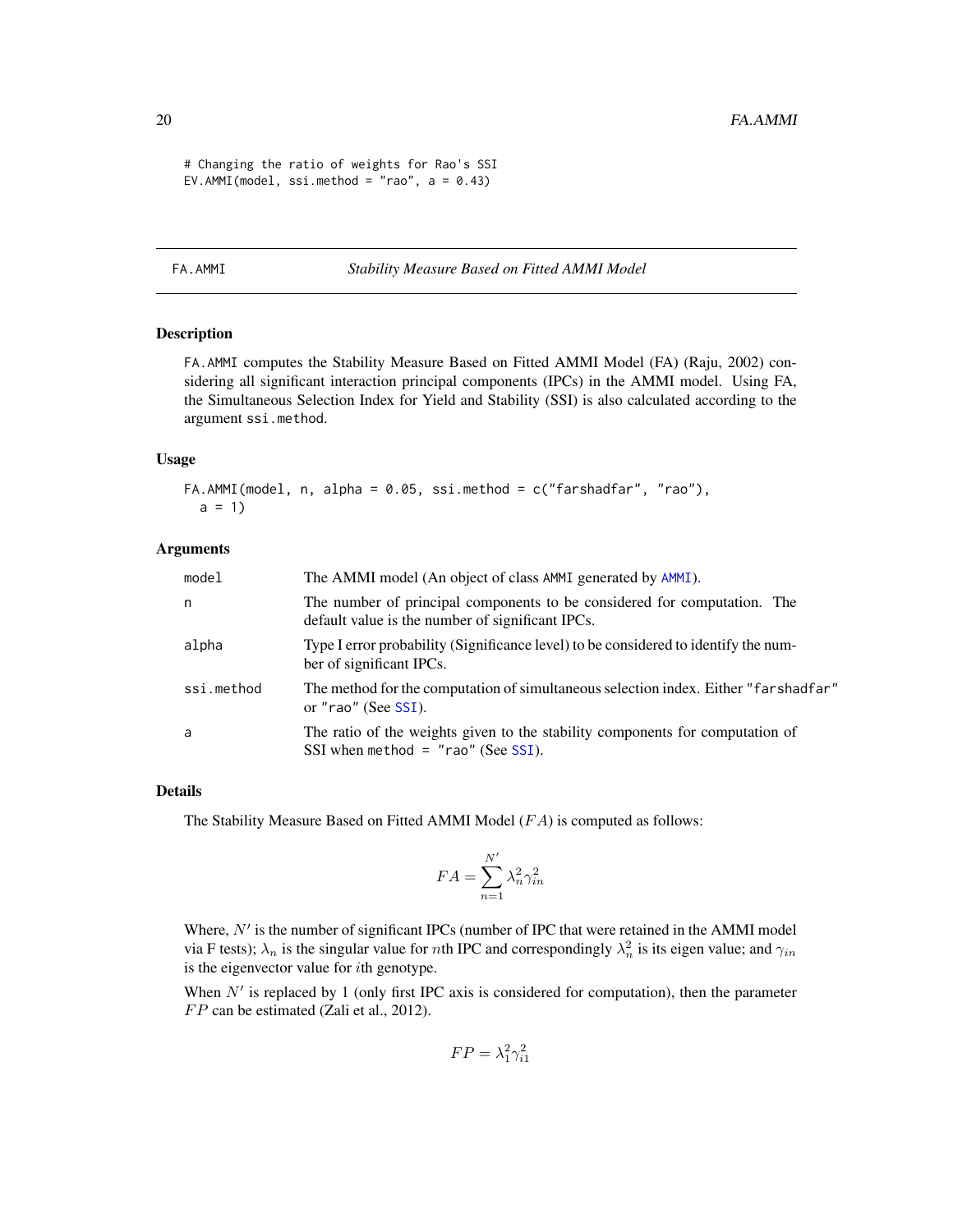```
# Changing the ratio of weights for Rao's SSI
EV.AMMI(model, ssi.method = "rao", a = 0.43)
```

---

## FA.AMMI — *Stability Measure Based on Fitted AMMI Model*

---

### Description

FA.AMMI computes the Stability Measure Based on Fitted AMMI Model (FA) (Raju, 2002) considering all significant interaction principal components (IPCs) in the AMMI model. Using FA, the Simultaneous Selection Index for Yield and Stability (SSI) is also calculated according to the argument ssi.method.

### Usage

```
FA.AMMI(model, n, alpha = 0.05, ssi.method = c("farshadfar", "rao"),
  a = 1)
```

### Arguments

| | |
|---|---|
| model | The AMMI model (An object of class AMMI generated by AMMI). |
| n | The number of principal components to be considered for computation. The default value is the number of significant IPCs. |
| alpha | Type I error probability (Significance level) to be considered to identify the number of significant IPCs. |
| ssi.method | The method for the computation of simultaneous selection index. Either "farshadfar" or "rao" (See SSI). |
| a | The ratio of the weights given to the stability components for computation of SSI when method = "rao" (See SSI). |

### Details

The Stability Measure Based on Fitted AMMI Model ($FA$) is computed as follows:

$$FA = \sum_{n=1}^{N'} \lambda_n^2 \gamma_{in}^2$$

Where, $N'$ is the number of significant IPCs (number of IPC that were retained in the AMMI model via F tests); $\lambda_n$ is the singular value for $n$th IPC and correspondingly $\lambda_n^2$ is its eigen value; and $\gamma_{in}$ is the eigenvector value for $i$th genotype.

When $N'$ is replaced by 1 (only first IPC axis is considered for computation), then the parameter $FP$ can be estimated (Zali et al., 2012).

$$FP = \lambda_1^2 \gamma_{i1}^2$$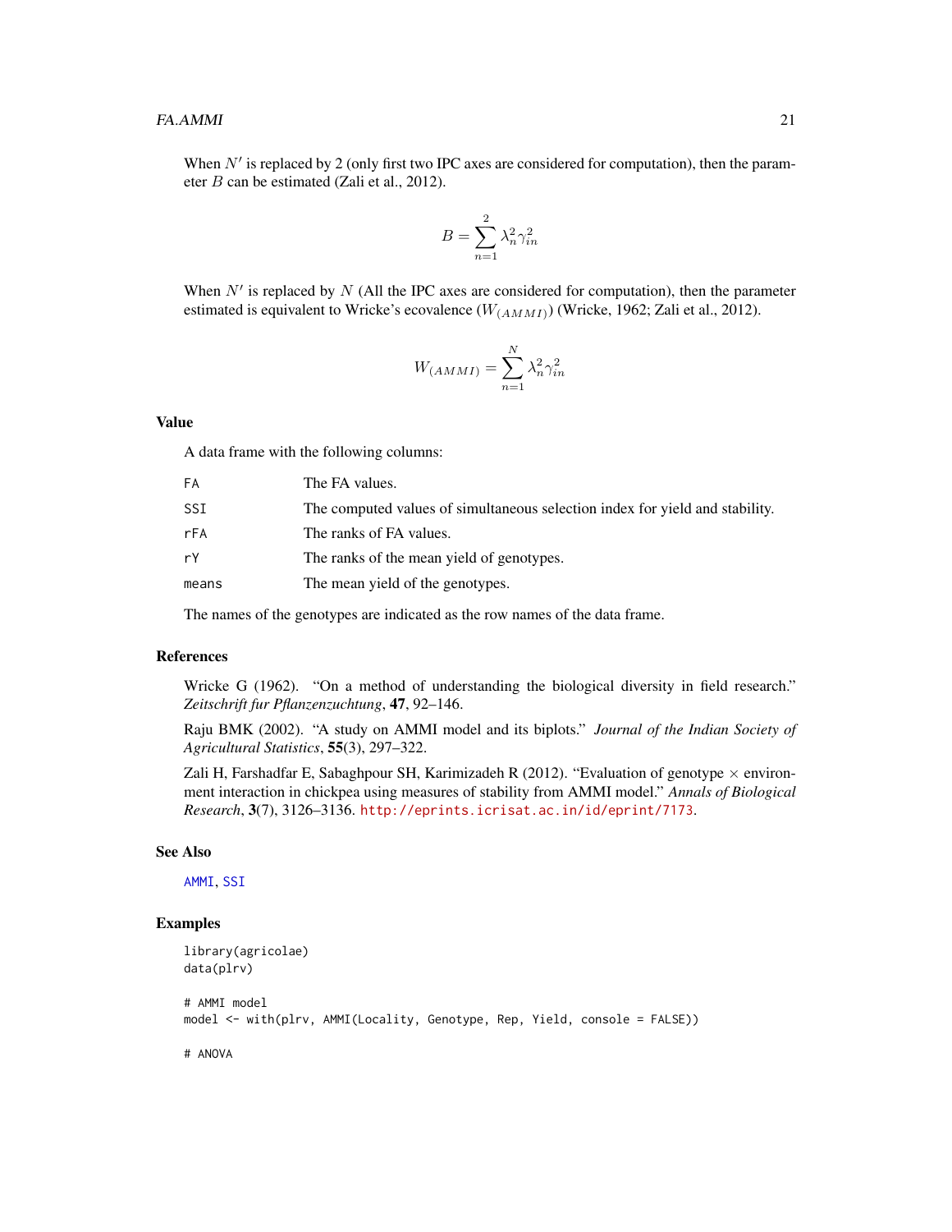When $N'$ is replaced by 2 (only first two IPC axes are considered for computation), then the parameter $B$ can be estimated (Zali et al., 2012).

$$B = \sum_{n=1}^{2} \lambda_n^2 \gamma_{in}^2$$

When $N'$ is replaced by $N$ (All the IPC axes are considered for computation), then the parameter estimated is equivalent to Wricke's ecovalence ($W_{(AMMI)}$) (Wricke, 1962; Zali et al., 2012).

$$W_{(AMMI)} = \sum_{n=1}^{N} \lambda_n^2 \gamma_{in}^2$$

## Value

A data frame with the following columns:

| | |
|---|---|
| FA | The FA values. |
| SSI | The computed values of simultaneous selection index for yield and stability. |
| rFA | The ranks of FA values. |
| rY | The ranks of the mean yield of genotypes. |
| means | The mean yield of the genotypes. |

The names of the genotypes are indicated as the row names of the data frame.

## References

Wricke G (1962). "On a method of understanding the biological diversity in field research." *Zeitschrift fur Pflanzenzuchtung*, **47**, 92–146.

Raju BMK (2002). "A study on AMMI model and its biplots." *Journal of the Indian Society of Agricultural Statistics*, **55**(3), 297–322.

Zali H, Farshadfar E, Sabaghpour SH, Karimizadeh R (2012). "Evaluation of genotype × environment interaction in chickpea using measures of stability from AMMI model." *Annals of Biological Research*, **3**(7), 3126–3136. http://eprints.icrisat.ac.in/id/eprint/7173.

## See Also

AMMI, SSI

## Examples

```
library(agricolae)
data(plrv)

# AMMI model
model <- with(plrv, AMMI(Locality, Genotype, Rep, Yield, console = FALSE))

# ANOVA
```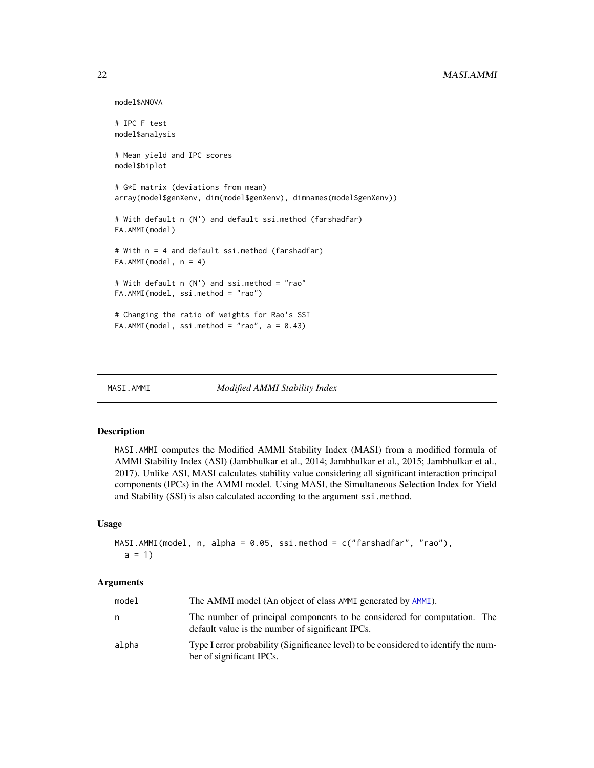```
model$ANOVA

# IPC F test
model$analysis

# Mean yield and IPC scores
model$biplot

# G*E matrix (deviations from mean)
array(model$genXenv, dim(model$genXenv), dimnames(model$genXenv))

# With default n (N') and default ssi.method (farshadfar)
FA.AMMI(model)

# With n = 4 and default ssi.method (farshadfar)
FA.AMMI(model, n = 4)

# With default n (N') and ssi.method = "rao"
FA.AMMI(model, ssi.method = "rao")

# Changing the ratio of weights for Rao's SSI
FA.AMMI(model, ssi.method = "rao", a = 0.43)
```

---

## MASI.AMMI — *Modified AMMI Stability Index*

### Description

MASI.AMMI computes the Modified AMMI Stability Index (MASI) from a modified formula of AMMI Stability Index (ASI) (Jambhulkar et al., 2014; Jambhulkar et al., 2015; Jambhulkar et al., 2017). Unlike ASI, MASI calculates stability value considering all significant interaction principal components (IPCs) in the AMMI model. Using MASI, the Simultaneous Selection Index for Yield and Stability (SSI) is also calculated according to the argument ssi.method.

### Usage

```
MASI.AMMI(model, n, alpha = 0.05, ssi.method = c("farshadfar", "rao"),
  a = 1)
```

### Arguments

| | |
|---|---|
| model | The AMMI model (An object of class AMMI generated by AMMI). |
| n | The number of principal components to be considered for computation. The default value is the number of significant IPCs. |
| alpha | Type I error probability (Significance level) to be considered to identify the number of significant IPCs. |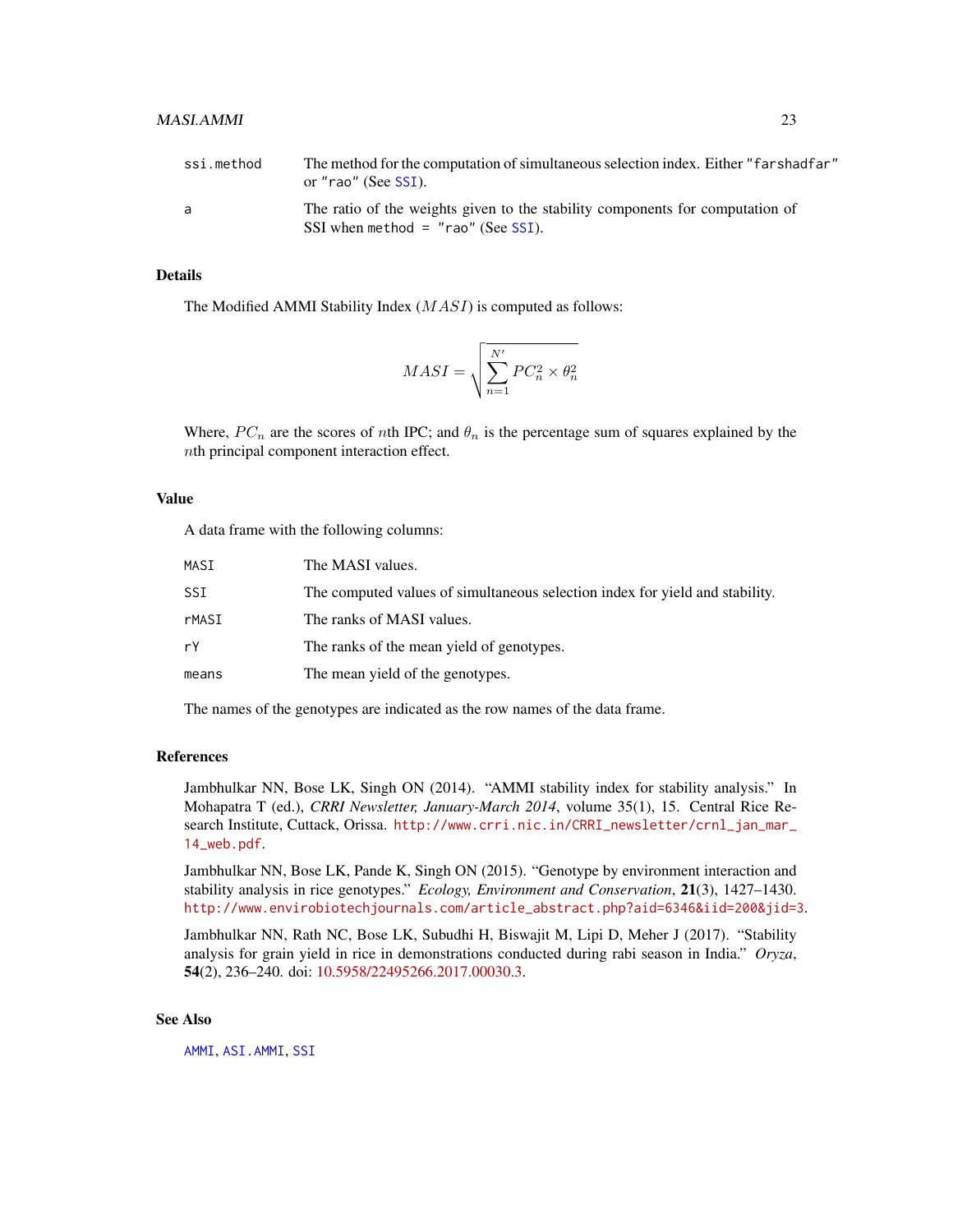| | |
|---|---|
| ssi.method | The method for the computation of simultaneous selection index. Either "farshadfar" or "rao" (See SSI). |
| a | The ratio of the weights given to the stability components for computation of SSI when method = "rao" (See SSI). |

## Details

The Modified AMMI Stability Index ($MASI$) is computed as follows:

$$MASI = \sqrt{\sum_{n=1}^{N'} PC_n^2 \times \theta_n^2}$$

Where, $PC_n$ are the scores of $n$th IPC; and $\theta_n$ is the percentage sum of squares explained by the $n$th principal component interaction effect.

## Value

A data frame with the following columns:

| | |
|---|---|
| MASI | The MASI values. |
| SSI | The computed values of simultaneous selection index for yield and stability. |
| rMASI | The ranks of MASI values. |
| rY | The ranks of the mean yield of genotypes. |
| means | The mean yield of the genotypes. |

The names of the genotypes are indicated as the row names of the data frame.

## References

Jambhulkar NN, Bose LK, Singh ON (2014). "AMMI stability index for stability analysis." In Mohapatra T (ed.), *CRRI Newsletter, January-March 2014*, volume 35(1), 15. Central Rice Research Institute, Cuttack, Orissa. http://www.crri.nic.in/CRRI_newsletter/crnl_jan_mar_14_web.pdf.

Jambhulkar NN, Bose LK, Pande K, Singh ON (2015). "Genotype by environment interaction and stability analysis in rice genotypes." *Ecology, Environment and Conservation*, **21**(3), 1427–1430. http://www.envirobiotechjournals.com/article_abstract.php?aid=6346&iid=200&jid=3.

Jambhulkar NN, Rath NC, Bose LK, Subudhi H, Biswajit M, Lipi D, Meher J (2017). "Stability analysis for grain yield in rice in demonstrations conducted during rabi season in India." *Oryza*, **54**(2), 236–240. doi: 10.5958/22495266.2017.00030.3.

## See Also

AMMI, ASI.AMMI, SSI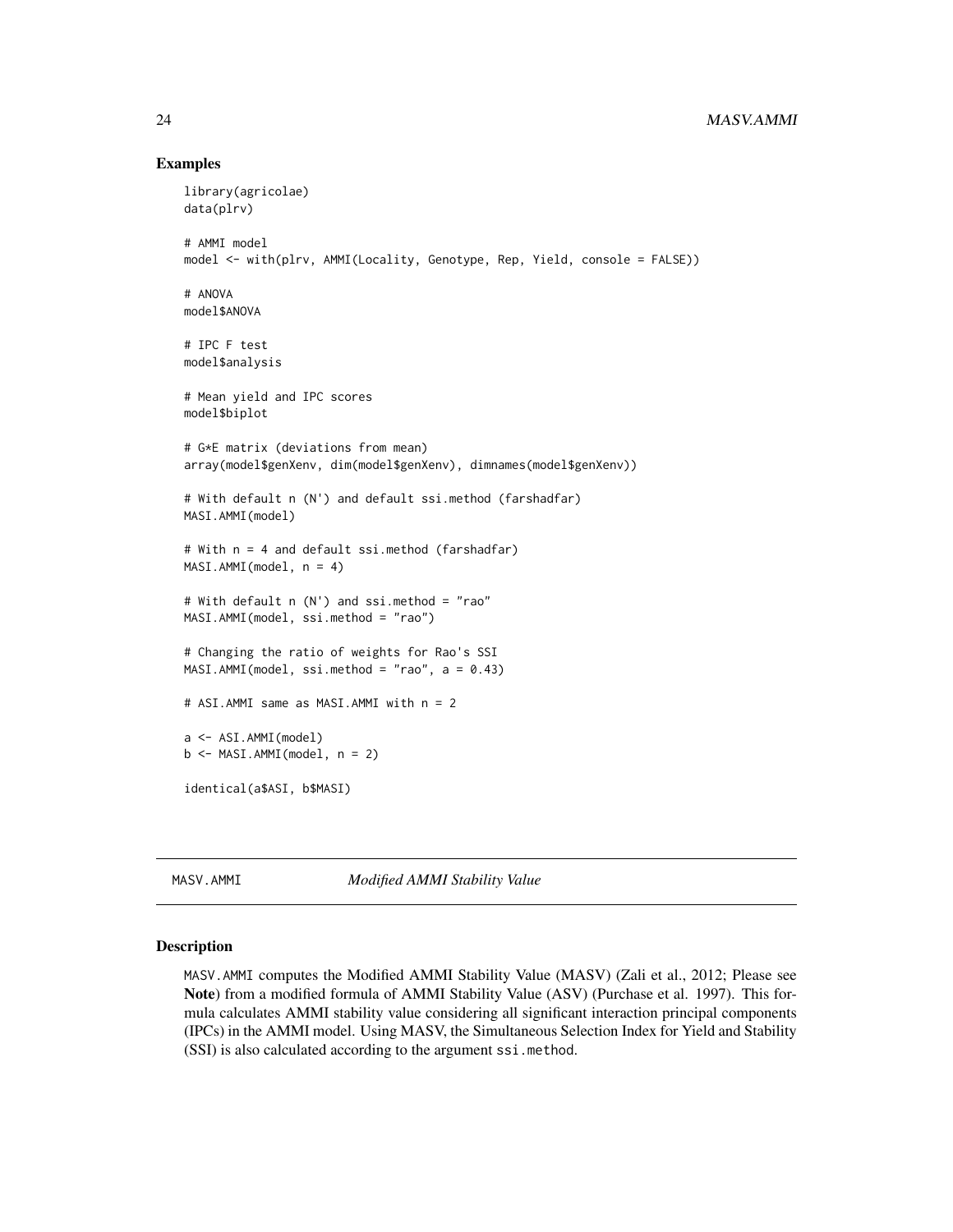## Examples

```
library(agricolae)
data(plrv)

# AMMI model
model <- with(plrv, AMMI(Locality, Genotype, Rep, Yield, console = FALSE))

# ANOVA
model$ANOVA

# IPC F test
model$analysis

# Mean yield and IPC scores
model$biplot

# G*E matrix (deviations from mean)
array(model$genXenv, dim(model$genXenv), dimnames(model$genXenv))

# With default n (N') and default ssi.method (farshadfar)
MASI.AMMI(model)

# With n = 4 and default ssi.method (farshadfar)
MASI.AMMI(model, n = 4)

# With default n (N') and ssi.method = "rao"
MASI.AMMI(model, ssi.method = "rao")

# Changing the ratio of weights for Rao's SSI
MASI.AMMI(model, ssi.method = "rao", a = 0.43)

# ASI.AMMI same as MASI.AMMI with n = 2

a <- ASI.AMMI(model)
b <- MASI.AMMI(model, n = 2)

identical(a$ASI, b$MASI)
```

---

MASV.AMMI *Modified AMMI Stability Value*

---

## Description

MASV.AMMI computes the Modified AMMI Stability Value (MASV) (Zali et al., 2012; Please see **Note**) from a modified formula of AMMI Stability Value (ASV) (Purchase et al. 1997). This formula calculates AMMI stability value considering all significant interaction principal components (IPCs) in the AMMI model. Using MASV, the Simultaneous Selection Index for Yield and Stability (SSI) is also calculated according to the argument ssi.method.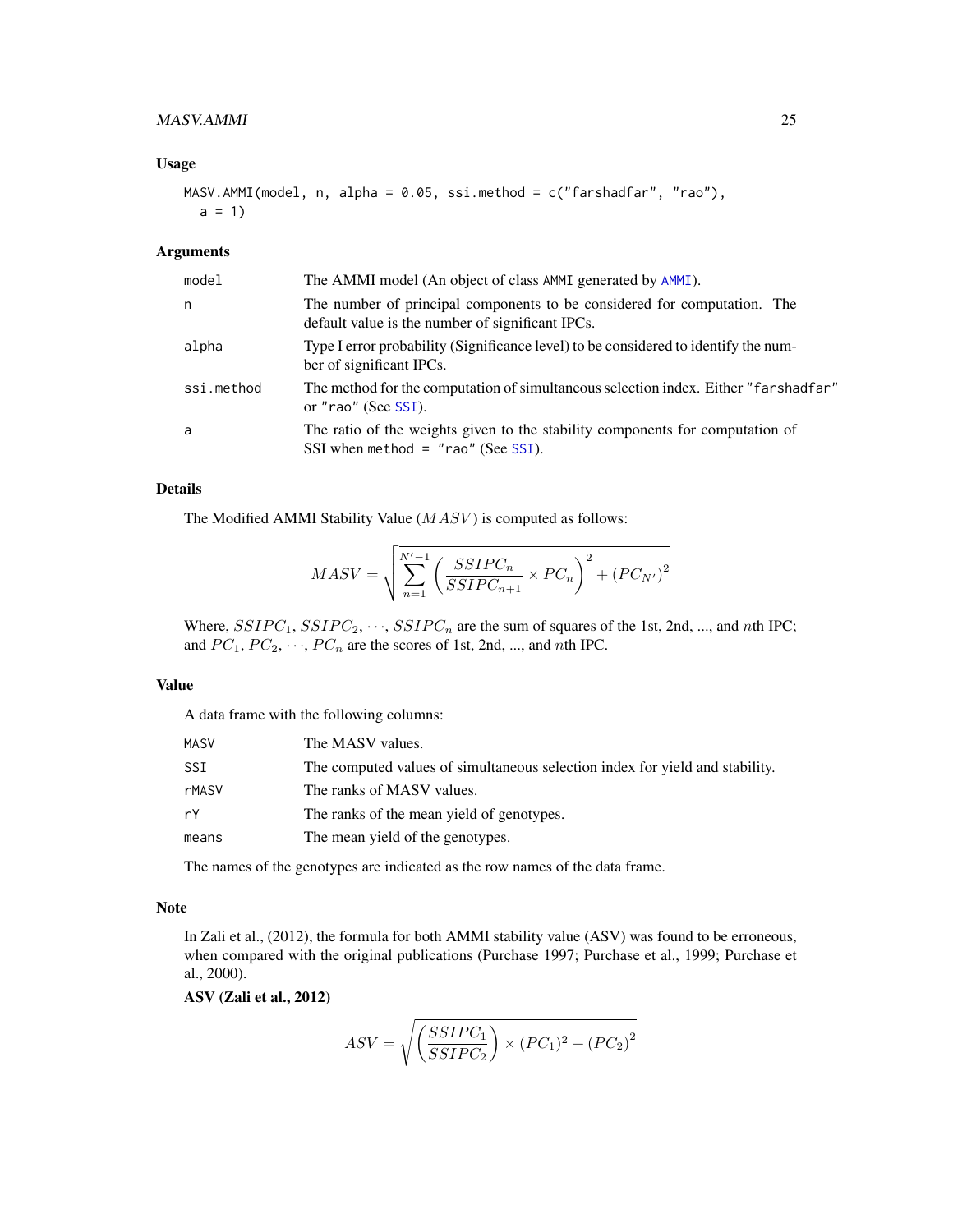### Usage

```
MASV.AMMI(model, n, alpha = 0.05, ssi.method = c("farshadfar", "rao"),
  a = 1)
```

### Arguments

| | |
|---|---|
| model | The AMMI model (An object of class AMMI generated by AMMI). |
| n | The number of principal components to be considered for computation. The default value is the number of significant IPCs. |
| alpha | Type I error probability (Significance level) to be considered to identify the number of significant IPCs. |
| ssi.method | The method for the computation of simultaneous selection index. Either "farshadfar" or "rao" (See SSI). |
| a | The ratio of the weights given to the stability components for computation of SSI when method = "rao" (See SSI). |

### Details

The Modified AMMI Stability Value ($MASV$) is computed as follows:

$$MASV = \sqrt{\sum_{n=1}^{N'-1} \left( \frac{SSIPC_n}{SSIPC_{n+1}} \times PC_n \right)^2 + \left(PC_{N'}\right)^2}$$

Where, $SSIPC_1, SSIPC_2, \cdots, SSIPC_n$ are the sum of squares of the 1st, 2nd, ..., and $n$th IPC; and $PC_1, PC_2, \cdots, PC_n$ are the scores of 1st, 2nd, ..., and $n$th IPC.

### Value

A data frame with the following columns:

| | |
|---|---|
| MASV | The MASV values. |
| SSI | The computed values of simultaneous selection index for yield and stability. |
| rMASV | The ranks of MASV values. |
| rY | The ranks of the mean yield of genotypes. |
| means | The mean yield of the genotypes. |

The names of the genotypes are indicated as the row names of the data frame.

### Note

In Zali et al., (2012), the formula for both AMMI stability value (ASV) was found to be erroneous, when compared with the original publications (Purchase 1997; Purchase et al., 1999; Purchase et al., 2000).

**ASV (Zali et al., 2012)**

$$ASV = \sqrt{\left( \frac{SSIPC_1}{SSIPC_2} \right) \times (PC_1)^2 + \left(PC_2\right)^2}$$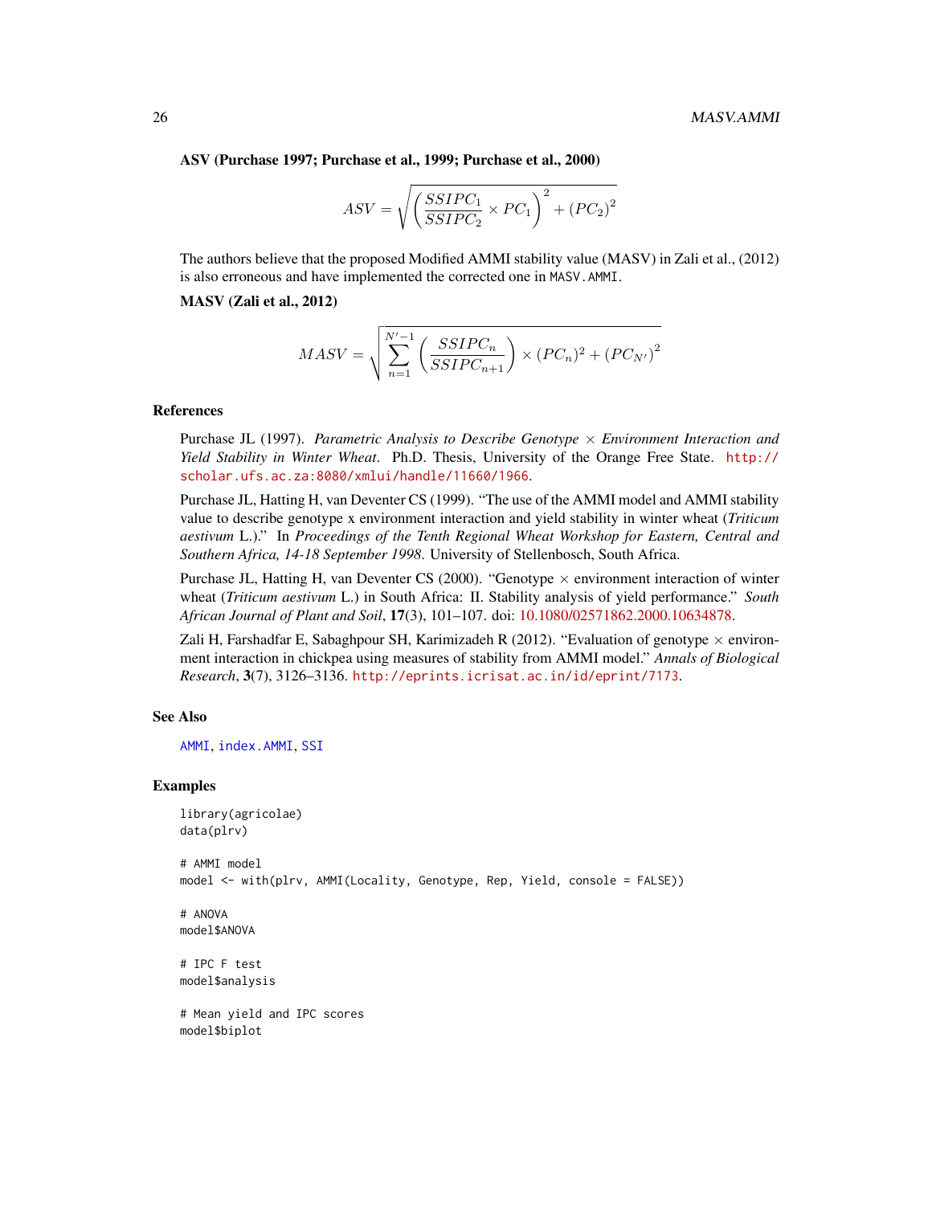**ASV (Purchase 1997; Purchase et al., 1999; Purchase et al., 2000)**

$$ASV = \sqrt{\left(\frac{SSIPC_1}{SSIPC_2} \times PC_1\right)^2 + (PC_2)^2}$$

The authors believe that the proposed Modified AMMI stability value (MASV) in Zali et al., (2012) is also erroneous and have implemented the corrected one in `MASV.AMMI`.

**MASV (Zali et al., 2012)**

$$MASV = \sqrt{\sum_{n=1}^{N'-1} \left(\frac{SSIPC_n}{SSIPC_{n+1}}\right) \times (PC_n)^2 + (PC_{N'})^2}$$

## References

Purchase JL (1997). *Parametric Analysis to Describe Genotype × Environment Interaction and Yield Stability in Winter Wheat*. Ph.D. Thesis, University of the Orange Free State. http://scholar.ufs.ac.za:8080/xmlui/handle/11660/1966.

Purchase JL, Hatting H, van Deventer CS (1999). "The use of the AMMI model and AMMI stability value to describe genotype x environment interaction and yield stability in winter wheat (*Triticum aestivum* L.)." In *Proceedings of the Tenth Regional Wheat Workshop for Eastern, Central and Southern Africa, 14-18 September 1998*. University of Stellenbosch, South Africa.

Purchase JL, Hatting H, van Deventer CS (2000). "Genotype × environment interaction of winter wheat (*Triticum aestivum* L.) in South Africa: II. Stability analysis of yield performance." *South African Journal of Plant and Soil*, **17**(3), 101–107. doi: 10.1080/02571862.2000.10634878.

Zali H, Farshadfar E, Sabaghpour SH, Karimizadeh R (2012). "Evaluation of genotype × environment interaction in chickpea using measures of stability from AMMI model." *Annals of Biological Research*, **3**(7), 3126–3136. http://eprints.icrisat.ac.in/id/eprint/7173.

## See Also

`AMMI`, `index.AMMI`, `SSI`

## Examples

```
library(agricolae)
data(plrv)

# AMMI model
model <- with(plrv, AMMI(Locality, Genotype, Rep, Yield, console = FALSE))

# ANOVA
model$ANOVA

# IPC F test
model$analysis

# Mean yield and IPC scores
model$biplot
```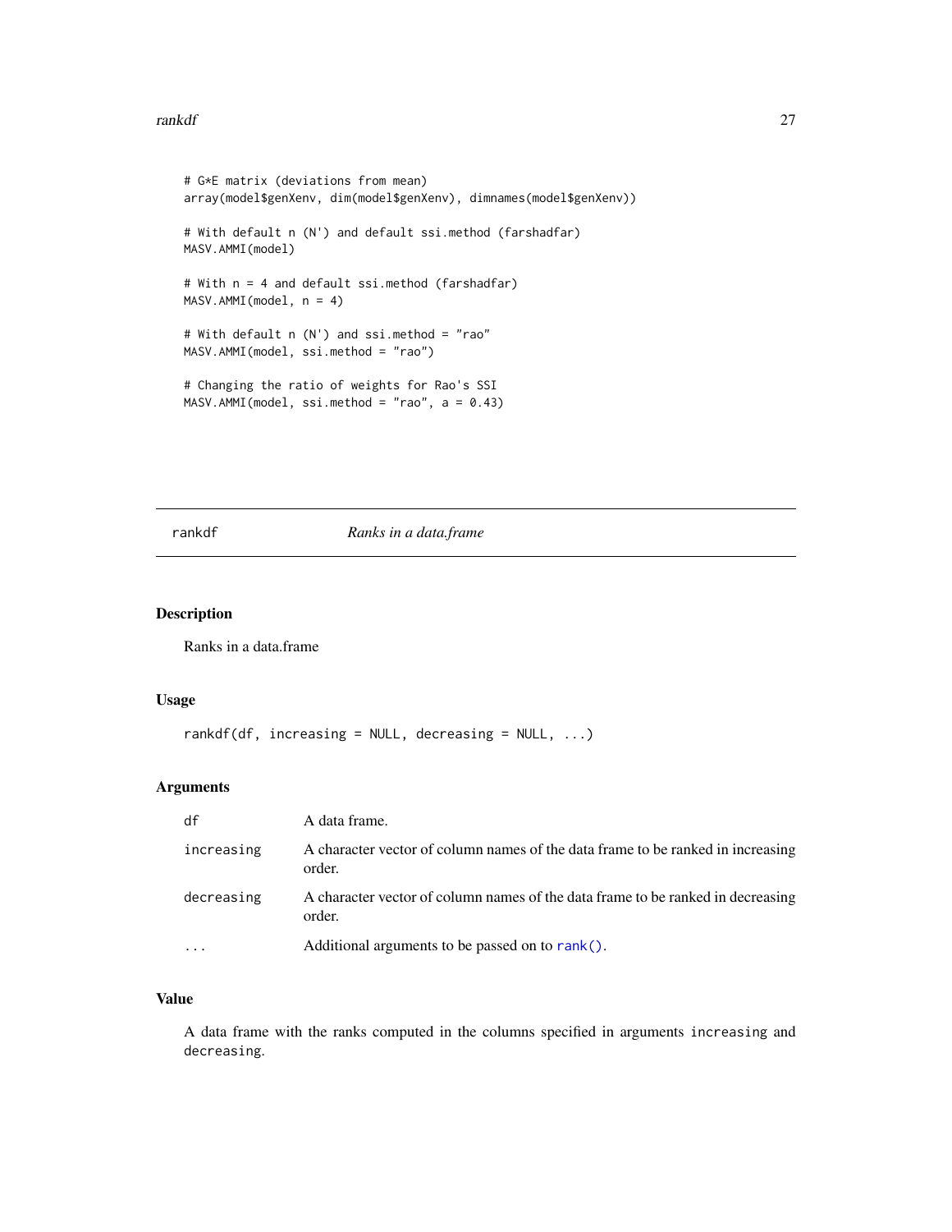```
# G*E matrix (deviations from mean)
array(model$genXenv, dim(model$genXenv), dimnames(model$genXenv))

# With default n (N') and default ssi.method (farshadfar)
MASV.AMMI(model)

# With n = 4 and default ssi.method (farshadfar)
MASV.AMMI(model, n = 4)

# With default n (N') and ssi.method = "rao"
MASV.AMMI(model, ssi.method = "rao")

# Changing the ratio of weights for Rao's SSI
MASV.AMMI(model, ssi.method = "rao", a = 0.43)
```

---

## rankdf — *Ranks in a data.frame*

### Description

Ranks in a data.frame

### Usage

```
rankdf(df, increasing = NULL, decreasing = NULL, ...)
```

### Arguments

| | |
|---|---|
| `df` | A data frame. |
| `increasing` | A character vector of column names of the data frame to be ranked in increasing order. |
| `decreasing` | A character vector of column names of the data frame to be ranked in decreasing order. |
| `...` | Additional arguments to be passed on to `rank()`. |

### Value

A data frame with the ranks computed in the columns specified in arguments `increasing` and `decreasing`.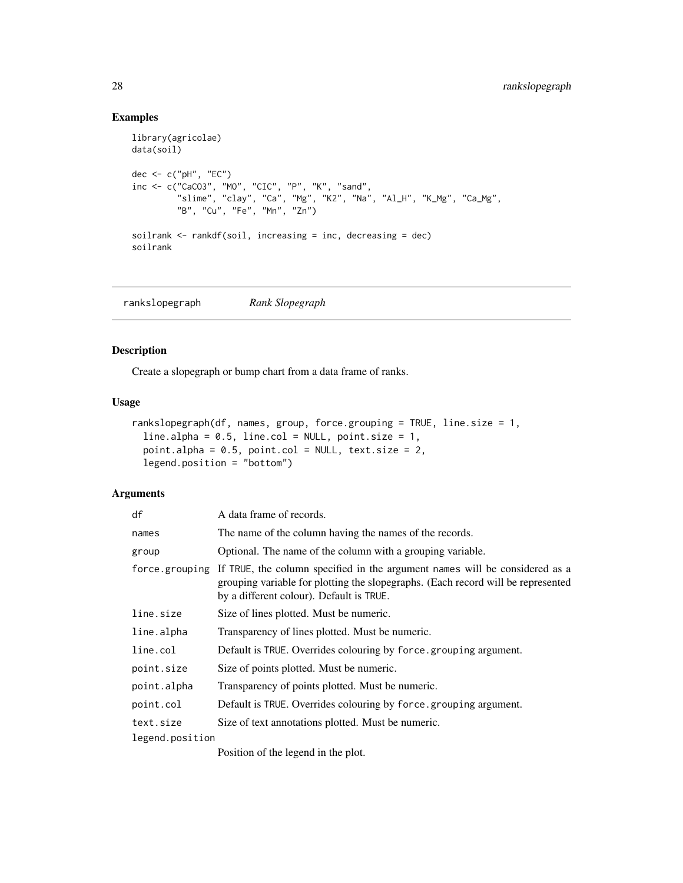## Examples

```
library(agricolae)
data(soil)

dec <- c("pH", "EC")
inc <- c("CaCO3", "MO", "CIC", "P", "K", "sand",
         "slime", "clay", "Ca", "Mg", "K2", "Na", "Al_H", "K_Mg", "Ca_Mg",
         "B", "Cu", "Fe", "Mn", "Zn")

soilrank <- rankdf(soil, increasing = inc, decreasing = dec)
soilrank
```

---

rankslopegraph *Rank Slopegraph*

---

## Description

Create a slopegraph or bump chart from a data frame of ranks.

## Usage

```
rankslopegraph(df, names, group, force.grouping = TRUE, line.size = 1,
  line.alpha = 0.5, line.col = NULL, point.size = 1,
  point.alpha = 0.5, point.col = NULL, text.size = 2,
  legend.position = "bottom")
```

## Arguments

| | |
|---|---|
| df | A data frame of records. |
| names | The name of the column having the names of the records. |
| group | Optional. The name of the column with a grouping variable. |
| force.grouping | If TRUE, the column specified in the argument names will be considered as a grouping variable for plotting the slopegraphs. (Each record will be represented by a different colour). Default is TRUE. |
| line.size | Size of lines plotted. Must be numeric. |
| line.alpha | Transparency of lines plotted. Must be numeric. |
| line.col | Default is TRUE. Overrides colouring by force.grouping argument. |
| point.size | Size of points plotted. Must be numeric. |
| point.alpha | Transparency of points plotted. Must be numeric. |
| point.col | Default is TRUE. Overrides colouring by force.grouping argument. |
| text.size | Size of text annotations plotted. Must be numeric. |
| legend.position | Position of the legend in the plot. |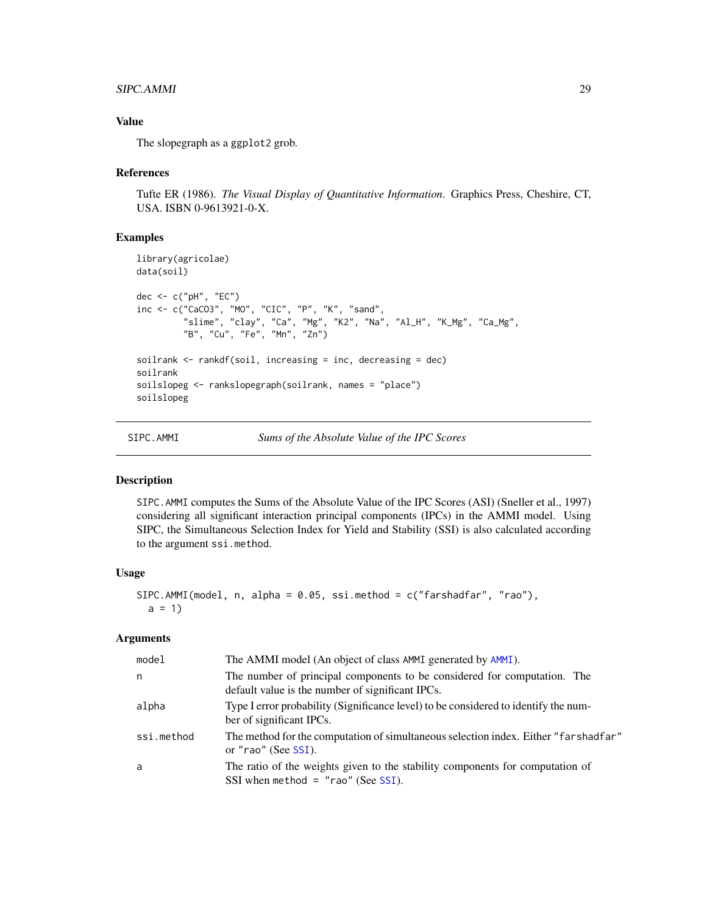### Value

The slopegraph as a ggplot2 grob.

### References

Tufte ER (1986). *The Visual Display of Quantitative Information*. Graphics Press, Cheshire, CT, USA. ISBN 0-9613921-0-X.

### Examples

```
library(agricolae)
data(soil)

dec <- c("pH", "EC")
inc <- c("CaCO3", "MO", "CIC", "P", "K", "sand",
         "slime", "clay", "Ca", "Mg", "K2", "Na", "Al_H", "K_Mg", "Ca_Mg",
         "B", "Cu", "Fe", "Mn", "Zn")

soilrank <- rankdf(soil, increasing = inc, decreasing = dec)
soilrank
soilslopeg <- rankslopegraph(soilrank, names = "place")
soilslopeg
```

---

## SIPC.AMMI — *Sums of the Absolute Value of the IPC Scores*

### Description

SIPC.AMMI computes the Sums of the Absolute Value of the IPC Scores (ASI) (Sneller et al., 1997) considering all significant interaction principal components (IPCs) in the AMMI model. Using SIPC, the Simultaneous Selection Index for Yield and Stability (SSI) is also calculated according to the argument ssi.method.

### Usage

```
SIPC.AMMI(model, n, alpha = 0.05, ssi.method = c("farshadfar", "rao"),
  a = 1)
```

### Arguments

| Argument | Description |
|---|---|
| model | The AMMI model (An object of class AMMI generated by AMMI). |
| n | The number of principal components to be considered for computation. The default value is the number of significant IPCs. |
| alpha | Type I error probability (Significance level) to be considered to identify the number of significant IPCs. |
| ssi.method | The method for the computation of simultaneous selection index. Either "farshadfar" or "rao" (See SSI). |
| a | The ratio of the weights given to the stability components for computation of SSI when method = "rao" (See SSI). |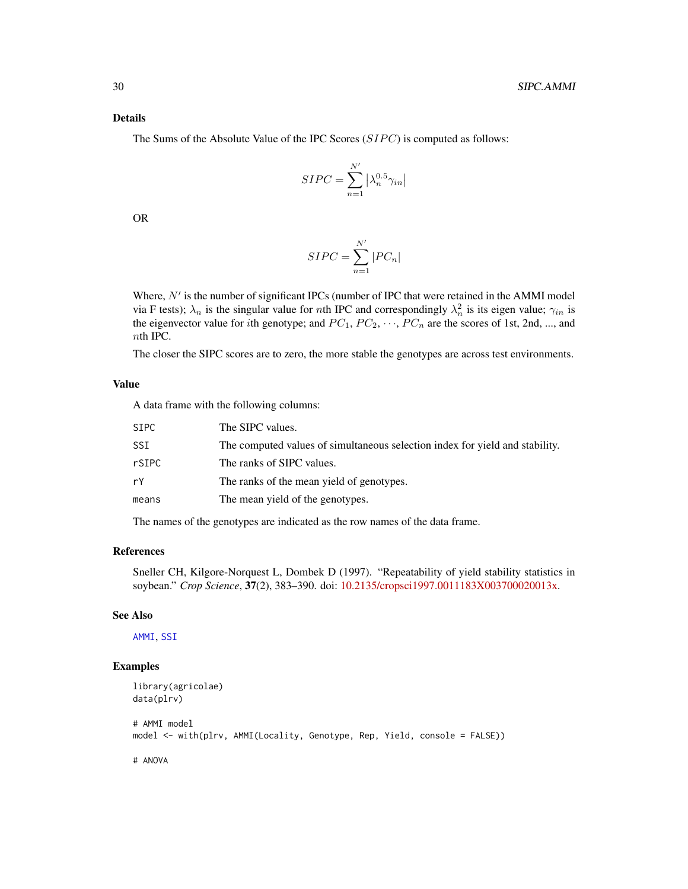## Details

The Sums of the Absolute Value of the IPC Scores ($SIPC$) is computed as follows:

$$SIPC = \sum_{n=1}^{N'} \left| \lambda_n^{0.5} \gamma_{in} \right|$$

OR

$$SIPC = \sum_{n=1}^{N'} |PC_n|$$

Where, $N'$ is the number of significant IPCs (number of IPC that were retained in the AMMI model via F tests); $\lambda_n$ is the singular value for $n$th IPC and correspondingly $\lambda_n^2$ is its eigen value; $\gamma_{in}$ is the eigenvector value for $i$th genotype; and $PC_1$, $PC_2$, $\cdots$, $PC_n$ are the scores of 1st, 2nd, ..., and $n$th IPC.

The closer the SIPC scores are to zero, the more stable the genotypes are across test environments.

## Value

A data frame with the following columns:

| | |
|---|---|
| SIPC | The SIPC values. |
| SSI | The computed values of simultaneous selection index for yield and stability. |
| rSIPC | The ranks of SIPC values. |
| rY | The ranks of the mean yield of genotypes. |
| means | The mean yield of the genotypes. |

The names of the genotypes are indicated as the row names of the data frame.

## References

Sneller CH, Kilgore-Norquest L, Dombek D (1997). "Repeatability of yield stability statistics in soybean." *Crop Science*, **37**(2), 383–390. doi: 10.2135/cropsci1997.0011183X003700020013x.

## See Also

AMMI, SSI

## Examples

```
library(agricolae)
data(plrv)

# AMMI model
model <- with(plrv, AMMI(Locality, Genotype, Rep, Yield, console = FALSE))

# ANOVA
```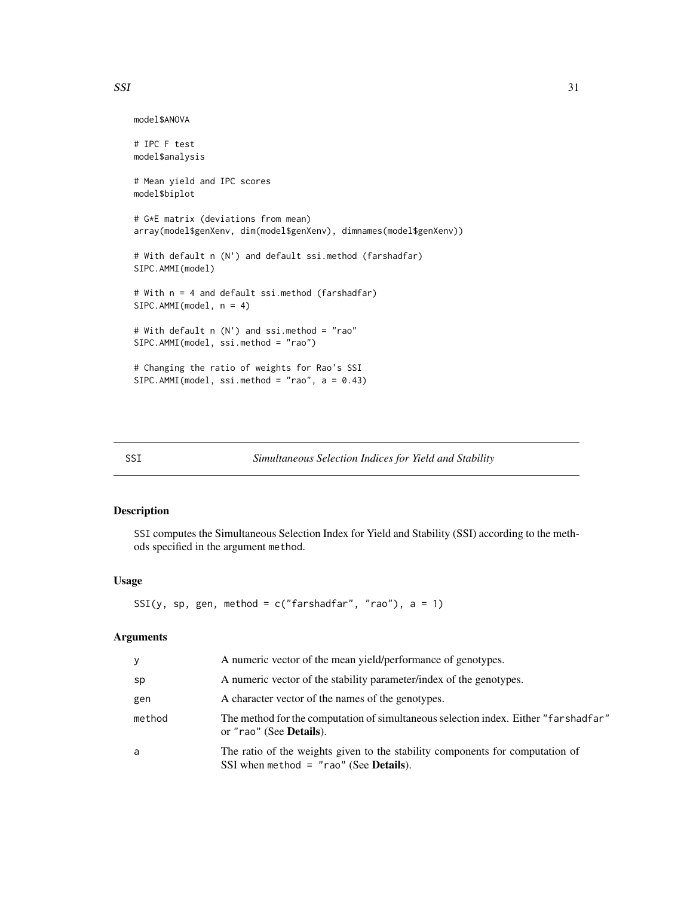```
model$ANOVA

# IPC F test
model$analysis

# Mean yield and IPC scores
model$biplot

# G*E matrix (deviations from mean)
array(model$genXenv, dim(model$genXenv), dimnames(model$genXenv))

# With default n (N') and default ssi.method (farshadfar)
SIPC.AMMI(model)

# With n = 4 and default ssi.method (farshadfar)
SIPC.AMMI(model, n = 4)

# With default n (N') and ssi.method = "rao"
SIPC.AMMI(model, ssi.method = "rao")

# Changing the ratio of weights for Rao's SSI
SIPC.AMMI(model, ssi.method = "rao", a = 0.43)
```

---

## SSI — *Simultaneous Selection Indices for Yield and Stability*

### Description

`SSI` computes the Simultaneous Selection Index for Yield and Stability (SSI) according to the methods specified in the argument `method`.

### Usage

```
SSI(y, sp, gen, method = c("farshadfar", "rao"), a = 1)
```

### Arguments

| | |
|---|---|
| `y` | A numeric vector of the mean yield/performance of genotypes. |
| `sp` | A numeric vector of the stability parameter/index of the genotypes. |
| `gen` | A character vector of the names of the genotypes. |
| `method` | The method for the computation of simultaneous selection index. Either `"farshadfar"` or `"rao"` (See **Details**). |
| `a` | The ratio of the weights given to the stability components for computation of SSI when `method = "rao"` (See **Details**). |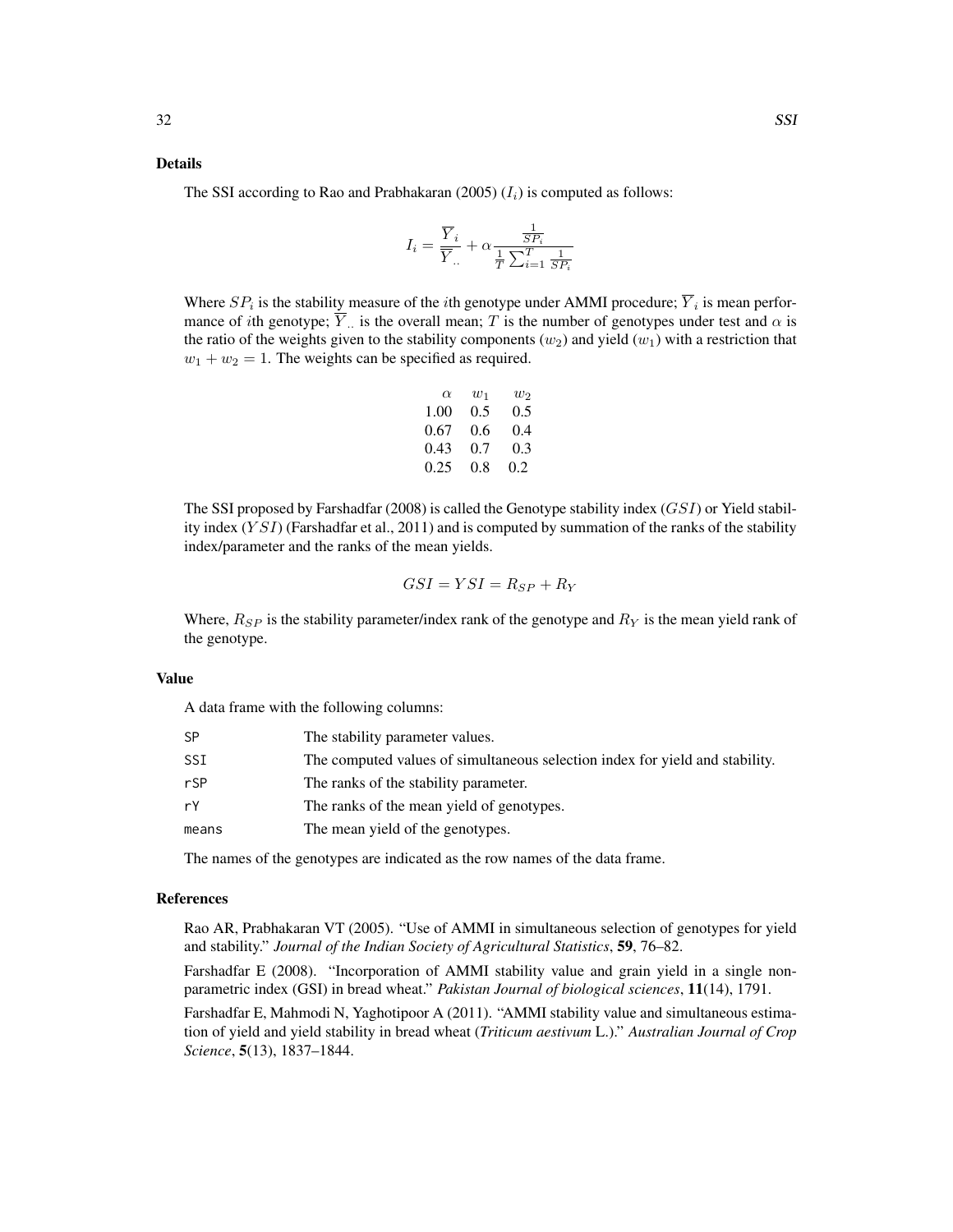### Details

The SSI according to Rao and Prabhakaran (2005) ($I_i$) is computed as follows:

$$I_i = \frac{\overline{Y}_i}{\overline{Y}_{..}} + \alpha \frac{\frac{1}{SP_i}}{\frac{1}{T}\sum_{i=1}^{T}\frac{1}{SP_i}}$$

Where $SP_i$ is the stability measure of the $i$th genotype under AMMI procedure; $\overline{Y}_i$ is mean performance of $i$th genotype; $\overline{Y}_{..}$ is the overall mean; $T$ is the number of genotypes under test and $\alpha$ is the ratio of the weights given to the stability components ($w_2$) and yield ($w_1$) with a restriction that $w_1 + w_2 = 1$. The weights can be specified as required.

| $\alpha$ | $w_1$ | $w_2$ |
|---|---|---|
| 1.00 | 0.5 | 0.5 |
| 0.67 | 0.6 | 0.4 |
| 0.43 | 0.7 | 0.3 |
| 0.25 | 0.8 | 0.2 |

The SSI proposed by Farshadfar (2008) is called the Genotype stability index ($GSI$) or Yield stability index ($YSI$) (Farshadfar et al., 2011) and is computed by summation of the ranks of the stability index/parameter and the ranks of the mean yields.

$$GSI = YSI = R_{SP} + R_Y$$

Where, $R_{SP}$ is the stability parameter/index rank of the genotype and $R_Y$ is the mean yield rank of the genotype.

### Value

A data frame with the following columns:

| | |
|---|---|
| SP | The stability parameter values. |
| SSI | The computed values of simultaneous selection index for yield and stability. |
| rSP | The ranks of the stability parameter. |
| rY | The ranks of the mean yield of genotypes. |
| means | The mean yield of the genotypes. |

The names of the genotypes are indicated as the row names of the data frame.

### References

Rao AR, Prabhakaran VT (2005). "Use of AMMI in simultaneous selection of genotypes for yield and stability." *Journal of the Indian Society of Agricultural Statistics*, **59**, 76–82.

Farshadfar E (2008). "Incorporation of AMMI stability value and grain yield in a single non-parametric index (GSI) in bread wheat." *Pakistan Journal of biological sciences*, **11**(14), 1791.

Farshadfar E, Mahmodi N, Yaghotipoor A (2011). "AMMI stability value and simultaneous estimation of yield and yield stability in bread wheat (*Triticum aestivum* L.)." *Australian Journal of Crop Science*, **5**(13), 1837–1844.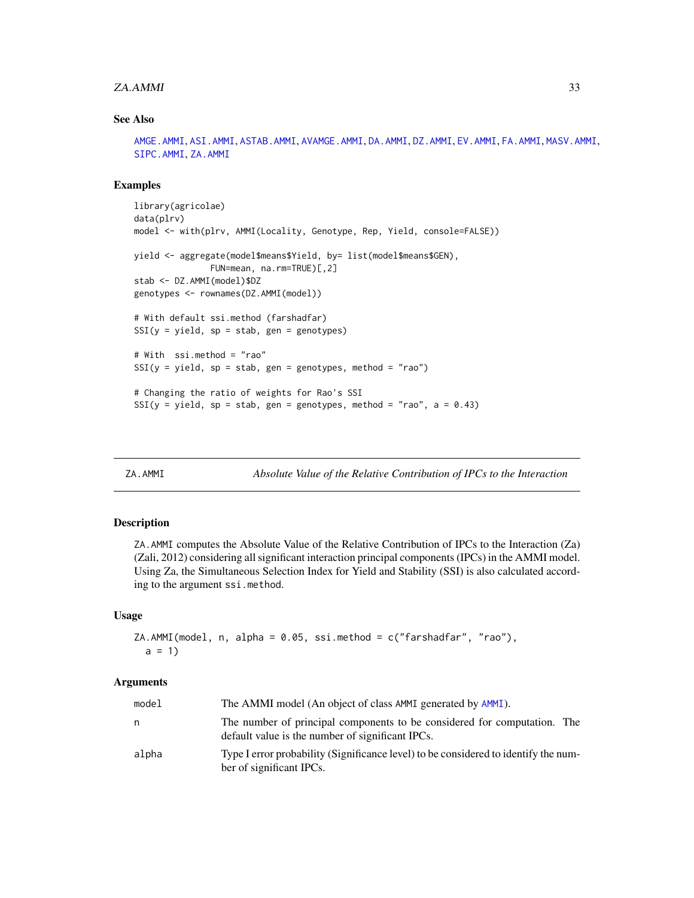### See Also

AMGE.AMMI, ASI.AMMI, ASTAB.AMMI, AVAMGE.AMMI, DA.AMMI, DZ.AMMI, EV.AMMI, FA.AMMI, MASV.AMMI, SIPC.AMMI, ZA.AMMI

### Examples

```
library(agricolae)
data(plrv)
model <- with(plrv, AMMI(Locality, Genotype, Rep, Yield, console=FALSE))

yield <- aggregate(model$means$Yield, by= list(model$means$GEN),
            FUN=mean, na.rm=TRUE)[,2]
stab <- DZ.AMMI(model)$DZ
genotypes <- rownames(DZ.AMMI(model))

# With default ssi.method (farshadfar)
SSI(y = yield, sp = stab, gen = genotypes)

# With  ssi.method = "rao"
SSI(y = yield, sp = stab, gen = genotypes, method = "rao")

# Changing the ratio of weights for Rao's SSI
SSI(y = yield, sp = stab, gen = genotypes, method = "rao", a = 0.43)
```

---

## ZA.AMMI — *Absolute Value of the Relative Contribution of IPCs to the Interaction*

### Description

ZA.AMMI computes the Absolute Value of the Relative Contribution of IPCs to the Interaction (Za) (Zali, 2012) considering all significant interaction principal components (IPCs) in the AMMI model. Using Za, the Simultaneous Selection Index for Yield and Stability (SSI) is also calculated according to the argument ssi.method.

### Usage

```
ZA.AMMI(model, n, alpha = 0.05, ssi.method = c("farshadfar", "rao"),
  a = 1)
```

### Arguments

| | |
|---|---|
| model | The AMMI model (An object of class AMMI generated by AMMI). |
| n | The number of principal components to be considered for computation. The default value is the number of significant IPCs. |
| alpha | Type I error probability (Significance level) to be considered to identify the number of significant IPCs. |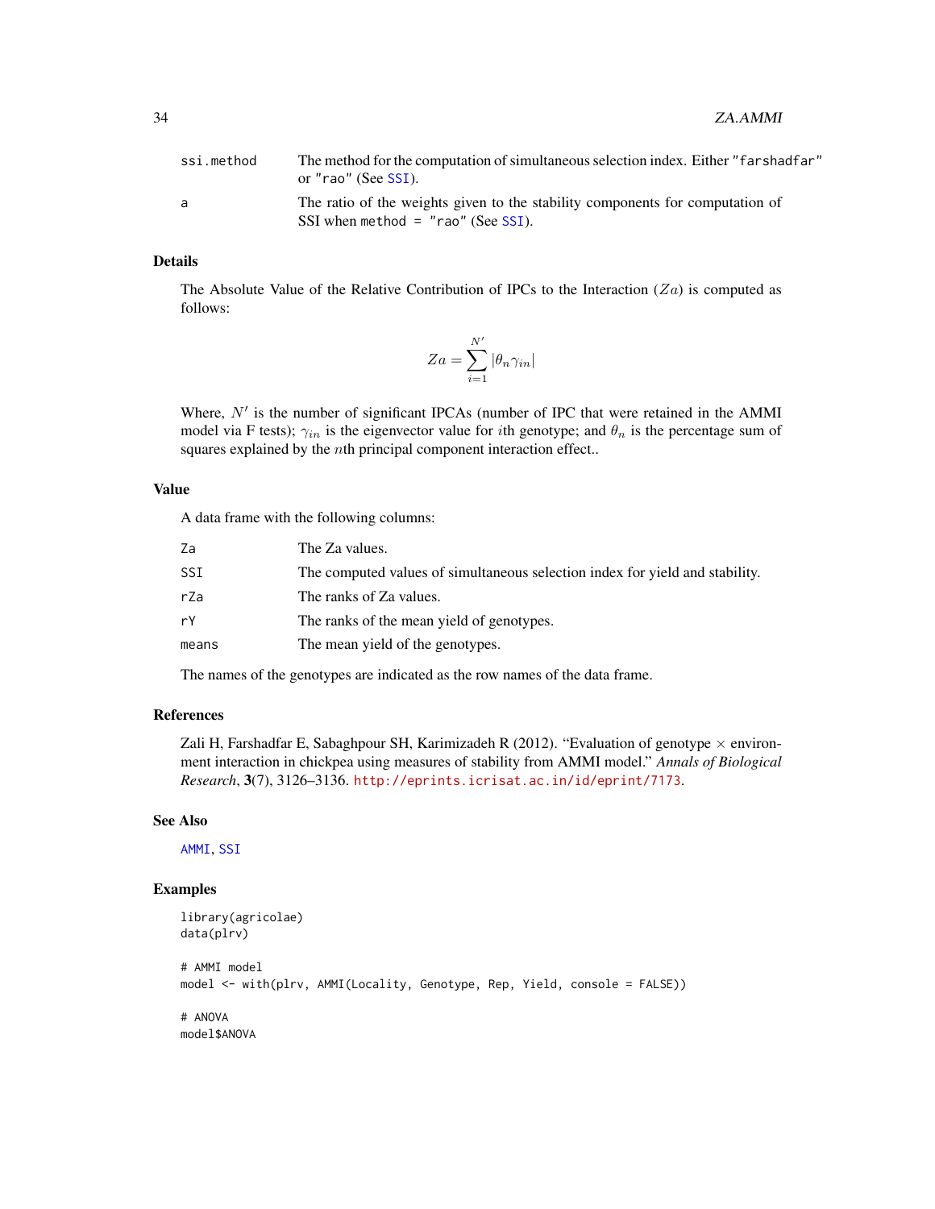| | |
|---|---|
| ssi.method | The method for the computation of simultaneous selection index. Either "farshadfar" or "rao" (See SSI). |
| a | The ratio of the weights given to the stability components for computation of SSI when method = "rao" (See SSI). |

## Details

The Absolute Value of the Relative Contribution of IPCs to the Interaction ($Za$) is computed as follows:

$$Za = \sum_{i=1}^{N'} |\theta_n \gamma_{in}|$$

Where, $N'$ is the number of significant IPCAs (number of IPC that were retained in the AMMI model via F tests); $\gamma_{in}$ is the eigenvector value for $i$th genotype; and $\theta_n$ is the percentage sum of squares explained by the $n$th principal component interaction effect..

## Value

A data frame with the following columns:

| | |
|---|---|
| Za | The Za values. |
| SSI | The computed values of simultaneous selection index for yield and stability. |
| rZa | The ranks of Za values. |
| rY | The ranks of the mean yield of genotypes. |
| means | The mean yield of the genotypes. |

The names of the genotypes are indicated as the row names of the data frame.

## References

Zali H, Farshadfar E, Sabaghpour SH, Karimizadeh R (2012). "Evaluation of genotype × environment interaction in chickpea using measures of stability from AMMI model." *Annals of Biological Research*, **3**(7), 3126–3136. http://eprints.icrisat.ac.in/id/eprint/7173.

## See Also

AMMI, SSI

## Examples

```
library(agricolae)
data(plrv)

# AMMI model
model <- with(plrv, AMMI(Locality, Genotype, Rep, Yield, console = FALSE))

# ANOVA
model$ANOVA
```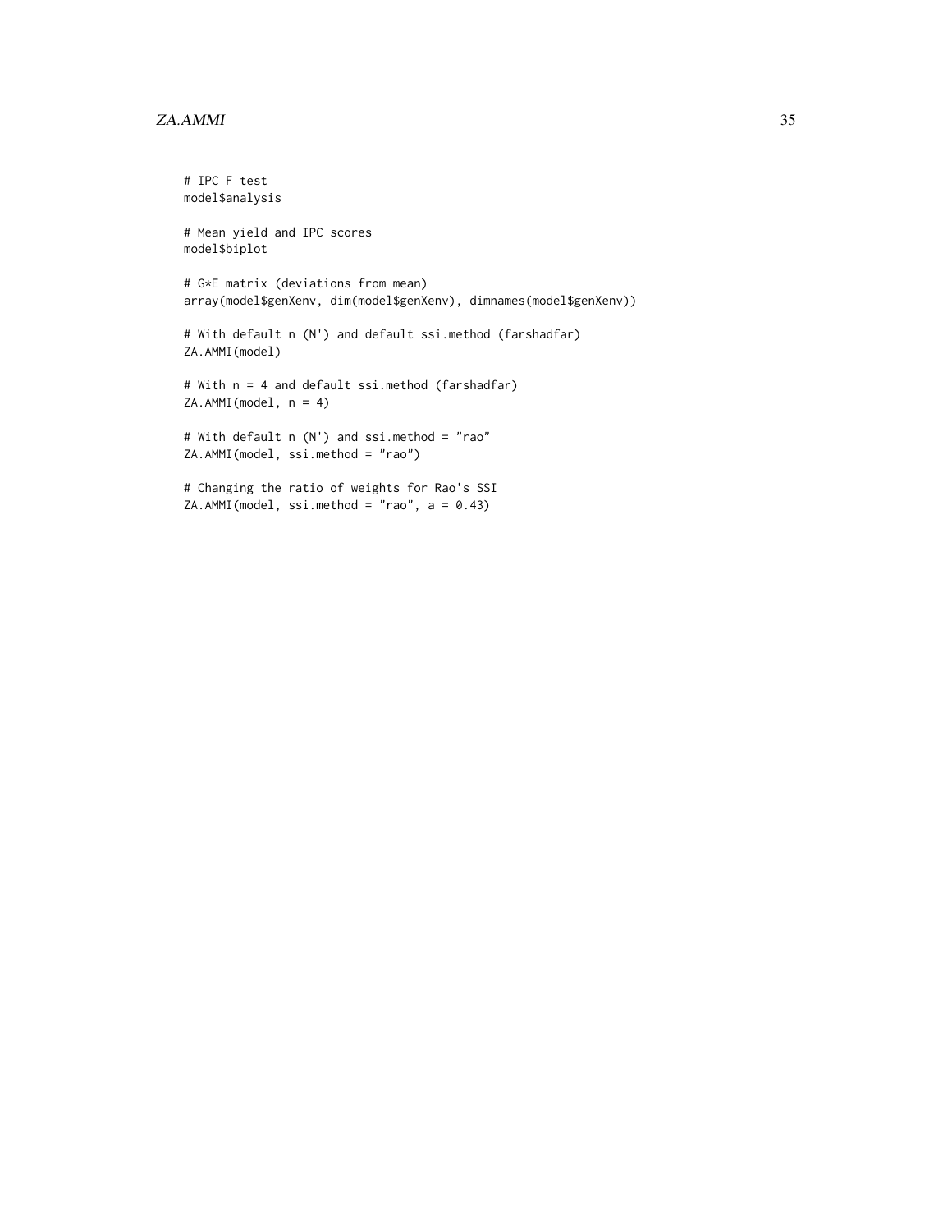```
# IPC F test
model$analysis

# Mean yield and IPC scores
model$biplot

# G*E matrix (deviations from mean)
array(model$genXenv, dim(model$genXenv), dimnames(model$genXenv))

# With default n (N') and default ssi.method (farshadfar)
ZA.AMMI(model)

# With n = 4 and default ssi.method (farshadfar)
ZA.AMMI(model, n = 4)

# With default n (N') and ssi.method = "rao"
ZA.AMMI(model, ssi.method = "rao")

# Changing the ratio of weights for Rao's SSI
ZA.AMMI(model, ssi.method = "rao", a = 0.43)
```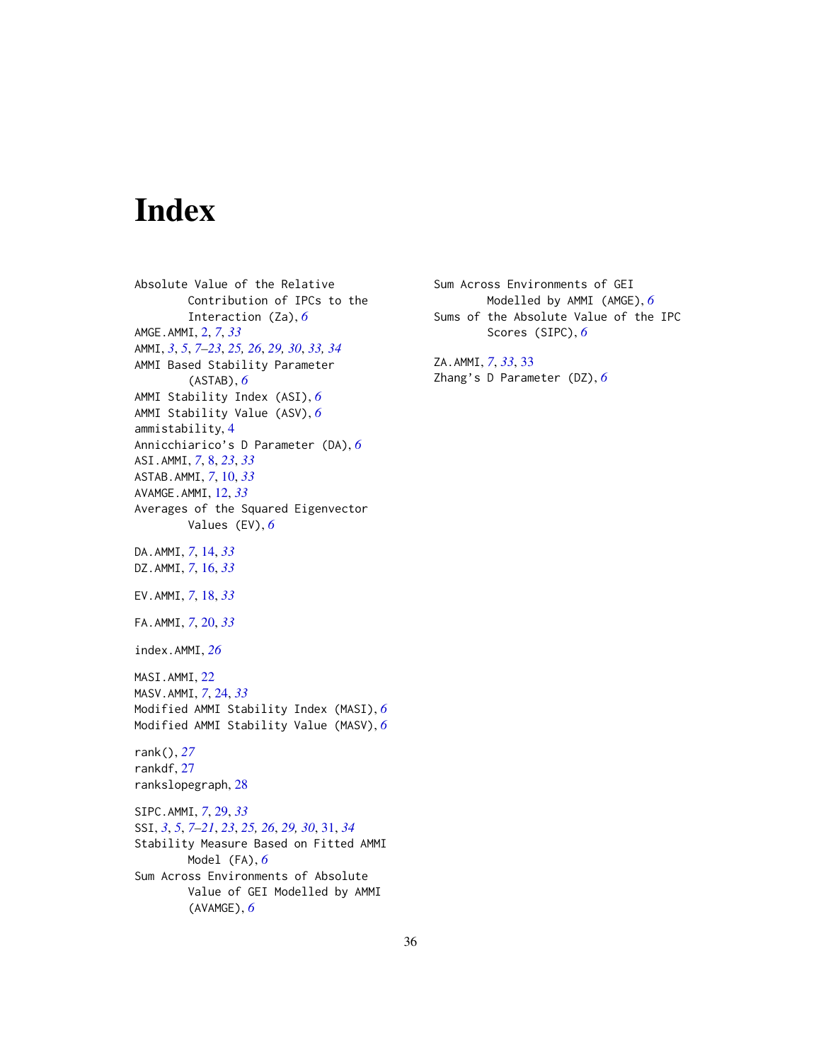# Index

Absolute Value of the Relative Contribution of IPCs to the Interaction (Za), *6*
AMGE.AMMI, 2, *7*, *33*
AMMI, *3*, *5*, *7–23*, *25*, *26*, *29*, *30*, *33*, *34*
AMMI Based Stability Parameter (ASTAB), *6*
AMMI Stability Index (ASI), *6*
AMMI Stability Value (ASV), *6*
ammistability, 4
Annicchiarico's D Parameter (DA), *6*
ASI.AMMI, *7*, 8, *23*, *33*
ASTAB.AMMI, *7*, 10, *33*
AVAMGE.AMMI, 12, *33*
Averages of the Squared Eigenvector Values (EV), *6*

DA.AMMI, *7*, 14, *33*
DZ.AMMI, *7*, 16, *33*

EV.AMMI, *7*, 18, *33*

FA.AMMI, *7*, 20, *33*

index.AMMI, *26*

MASI.AMMI, 22
MASV.AMMI, *7*, 24, *33*
Modified AMMI Stability Index (MASI), *6*
Modified AMMI Stability Value (MASV), *6*

rank(), *27*
rankdf, 27
rankslopegraph, 28

SIPC.AMMI, *7*, 29, *33*
SSI, *3*, *5*, *7–21*, *23*, *25*, *26*, *29*, *30*, 31, *34*
Stability Measure Based on Fitted AMMI Model (FA), *6*
Sum Across Environments of Absolute Value of GEI Modelled by AMMI (AVAMGE), *6*
Sum Across Environments of GEI Modelled by AMMI (AMGE), *6*
Sums of the Absolute Value of the IPC Scores (SIPC), *6*

ZA.AMMI, *7*, *33*, 33
Zhang's D Parameter (DZ), *6*